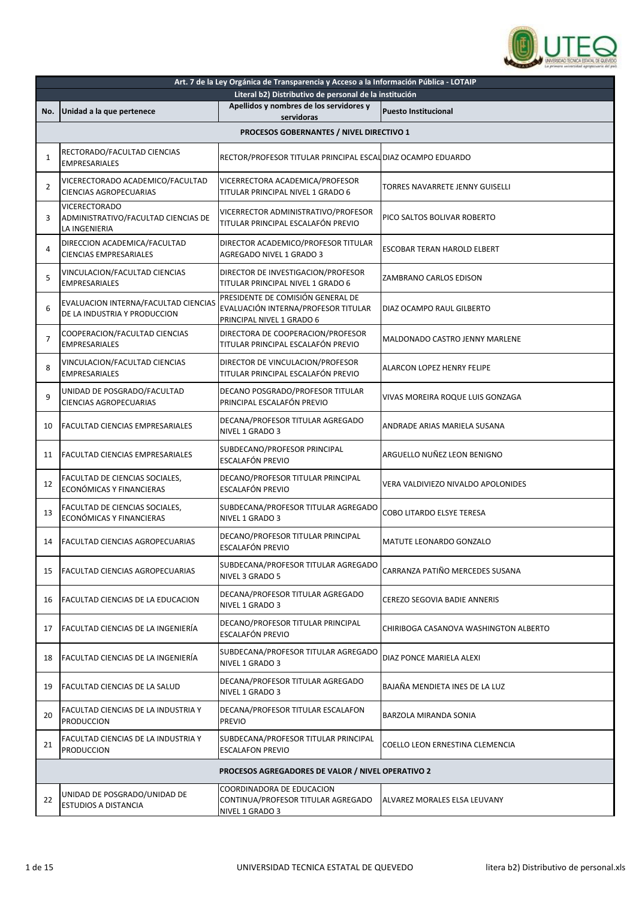| Art. 7 de la Ley Orgánica de Transparencia y Acceso a la Información Pública - LOTAIP | | | |
|---|---|---|---|
| Literal b2) Distributivo de personal de la institución | | | |
| **No.** | **Unidad a la que pertenece** | **Apellidos y nombres de los servidores y servidoras** | **Puesto Institucional** |
| **PROCESOS GOBERNANTES / NIVEL DIRECTIVO 1** | | | |
| 1 | RECTORADO/FACULTAD CIENCIAS EMPRESARIALES | RECTOR/PROFESOR TITULAR PRINCIPAL ESCAL | DIAZ OCAMPO EDUARDO |
| 2 | VICERECTORADO ACADEMICO/FACULTAD CIENCIAS AGROPECUARIAS | VICERRECTORA ACADEMICA/PROFESOR TITULAR PRINCIPAL NIVEL 1 GRADO 6 | TORRES NAVARRETE JENNY GUISELLI |
| 3 | VICERECTORADO ADMINISTRATIVO/FACULTAD CIENCIAS DE LA INGENIERIA | VICERRECTOR ADMINISTRATIVO/PROFESOR TITULAR PRINCIPAL ESCALAFÓN PREVIO | PICO SALTOS BOLIVAR ROBERTO |
| 4 | DIRECCION ACADEMICA/FACULTAD CIENCIAS EMPRESARIALES | DIRECTOR ACADEMICO/PROFESOR TITULAR AGREGADO NIVEL 1 GRADO 3 | ESCOBAR TERAN HAROLD ELBERT |
| 5 | VINCULACION/FACULTAD CIENCIAS EMPRESARIALES | DIRECTOR DE INVESTIGACION/PROFESOR TITULAR PRINCIPAL NIVEL 1 GRADO 6 | ZAMBRANO CARLOS EDISON |
| 6 | EVALUACION INTERNA/FACULTAD CIENCIAS DE LA INDUSTRIA Y PRODUCCION | PRESIDENTE DE COMISIÓN GENERAL DE EVALUACIÓN INTERNA/PROFESOR TITULAR PRINCIPAL NIVEL 1 GRADO 6 | DIAZ OCAMPO RAUL GILBERTO |
| 7 | COOPERACION/FACULTAD CIENCIAS EMPRESARIALES | DIRECTORA DE COOPERACION/PROFESOR TITULAR PRINCIPAL ESCALAFÓN PREVIO | MALDONADO CASTRO JENNY MARLENE |
| 8 | VINCULACION/FACULTAD CIENCIAS EMPRESARIALES | DIRECTOR DE VINCULACION/PROFESOR TITULAR PRINCIPAL ESCALAFÓN PREVIO | ALARCON LOPEZ HENRY FELIPE |
| 9 | UNIDAD DE POSGRADO/FACULTAD CIENCIAS AGROPECUARIAS | DECANO POSGRADO/PROFESOR TITULAR PRINCIPAL ESCALAFÓN PREVIO | VIVAS MOREIRA ROQUE LUIS GONZAGA |
| 10 | FACULTAD CIENCIAS EMPRESARIALES | DECANA/PROFESOR TITULAR AGREGADO NIVEL 1 GRADO 3 | ANDRADE ARIAS MARIELA SUSANA |
| 11 | FACULTAD CIENCIAS EMPRESARIALES | SUBDECANO/PROFESOR PRINCIPAL ESCALAFÓN PREVIO | ARGUELLO NUÑEZ LEON BENIGNO |
| 12 | FACULTAD DE CIENCIAS SOCIALES, ECONÓMICAS Y FINANCIERAS | DECANO/PROFESOR TITULAR PRINCIPAL ESCALAFÓN PREVIO | VERA VALDIVIEZO NIVALDO APOLONIDES |
| 13 | FACULTAD DE CIENCIAS SOCIALES, ECONÓMICAS Y FINANCIERAS | SUBDECANA/PROFESOR TITULAR AGREGADO NIVEL 1 GRADO 3 | COBO LITARDO ELSYE TERESA |
| 14 | FACULTAD CIENCIAS AGROPECUARIAS | DECANO/PROFESOR TITULAR PRINCIPAL ESCALAFÓN PREVIO | MATUTE LEONARDO GONZALO |
| 15 | FACULTAD CIENCIAS AGROPECUARIAS | SUBDECANA/PROFESOR TITULAR AGREGADO NIVEL 3 GRADO 5 | CARRANZA PATIÑO MERCEDES SUSANA |
| 16 | FACULTAD CIENCIAS DE LA EDUCACION | DECANA/PROFESOR TITULAR AGREGADO NIVEL 1 GRADO 3 | CEREZO SEGOVIA BADIE ANNERIS |
| 17 | FACULTAD CIENCIAS DE LA INGENIERÍA | DECANO/PROFESOR TITULAR PRINCIPAL ESCALAFÓN PREVIO | CHIRIBOGA CASANOVA WASHINGTON ALBERTO |
| 18 | FACULTAD CIENCIAS DE LA INGENIERÍA | SUBDECANA/PROFESOR TITULAR AGREGADO NIVEL 1 GRADO 3 | DIAZ PONCE MARIELA ALEXI |
| 19 | FACULTAD CIENCIAS DE LA SALUD | DECANA/PROFESOR TITULAR AGREGADO NIVEL 1 GRADO 3 | BAJAÑA MENDIETA INES DE LA LUZ |
| 20 | FACULTAD CIENCIAS DE LA INDUSTRIA Y PRODUCCION | DECANA/PROFESOR TITULAR ESCALAFON PREVIO | BARZOLA MIRANDA SONIA |
| 21 | FACULTAD CIENCIAS DE LA INDUSTRIA Y PRODUCCION | SUBDECANA/PROFESOR TITULAR PRINCIPAL ESCALAFON PREVIO | COELLO LEON ERNESTINA CLEMENCIA |
| **PROCESOS AGREGADORES DE VALOR / NIVEL OPERATIVO 2** | | | |
| 22 | UNIDAD DE POSGRADO/UNIDAD DE ESTUDIOS A DISTANCIA | COORDINADORA DE EDUCACION CONTINUA/PROFESOR TITULAR AGREGADO NIVEL 1 GRADO 3 | ALVAREZ MORALES ELSA LEUVANY |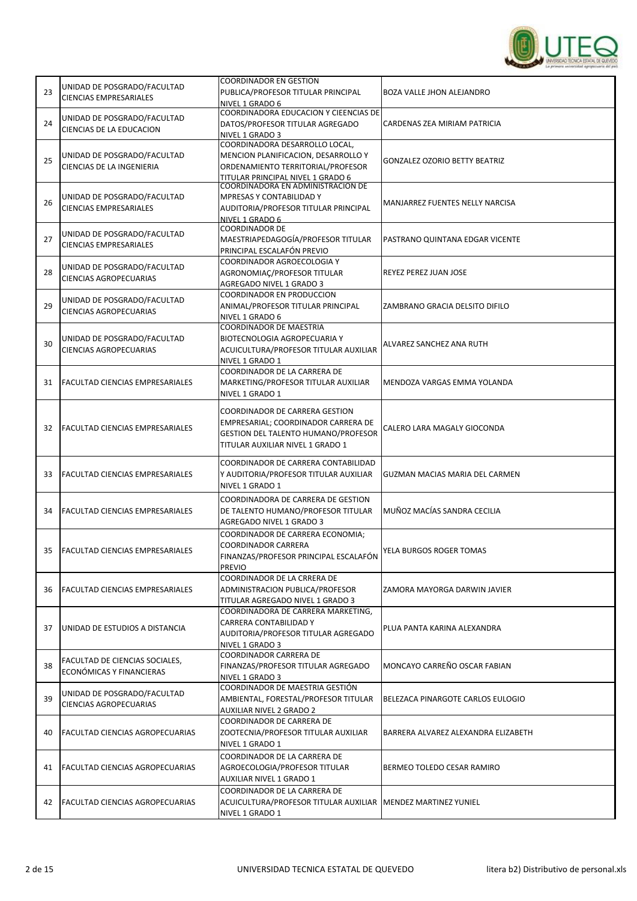| 23 | UNIDAD DE POSGRADO/FACULTAD CIENCIAS EMPRESARIALES | COORDINADOR EN GESTION PUBLICA/PROFESOR TITULAR PRINCIPAL NIVEL 1 GRADO 6 | BOZA VALLE JHON ALEJANDRO |
|---|---|---|---|
| 24 | UNIDAD DE POSGRADO/FACULTAD CIENCIAS DE LA EDUCACION | COORDINADORA EDUCACION Y CIEENCIAS DE DATOS/PROFESOR TITULAR AGREGADO NIVEL 1 GRADO 3 | CARDENAS ZEA MIRIAM PATRICIA |
| 25 | UNIDAD DE POSGRADO/FACULTAD CIENCIAS DE LA INGENIERIA | COORDINADORA DESARROLLO LOCAL, MENCION PLANIFICACION, DESARROLLO Y ORDENAMIENTO TERRITORIAL/PROFESOR TITULAR PRINCIPAL NIVEL 1 GRADO 6 | GONZALEZ OZORIO BETTY BEATRIZ |
| 26 | UNIDAD DE POSGRADO/FACULTAD CIENCIAS EMPRESARIALES | COORDINADORA EN ADMINISTRACION DE MPRESAS Y CONTABILIDAD Y AUDITORIA/PROFESOR TITULAR PRINCIPAL NIVEL 1 GRADO 6 | MANJARREZ FUENTES NELLY NARCISA |
| 27 | UNIDAD DE POSGRADO/FACULTAD CIENCIAS EMPRESARIALES | COORDINADOR DE MAESTRIAPEDAGOGÍA/PROFESOR TITULAR PRINCIPAL ESCALAFÓN PREVIO | PASTRANO QUINTANA EDGAR VICENTE |
| 28 | UNIDAD DE POSGRADO/FACULTAD CIENCIAS AGROPECUARIAS | COORDINADOR AGROECOLOGIA Y AGRONOMIAÇ/PROFESOR TITULAR AGREGADO NIVEL 1 GRADO 3 | REYEZ PEREZ JUAN JOSE |
| 29 | UNIDAD DE POSGRADO/FACULTAD CIENCIAS AGROPECUARIAS | COORDINADOR EN PRODUCCION ANIMAL/PROFESOR TITULAR PRINCIPAL NIVEL 1 GRADO 6 | ZAMBRANO GRACIA DELSITO DIFILO |
| 30 | UNIDAD DE POSGRADO/FACULTAD CIENCIAS AGROPECUARIAS | COORDINADOR DE MAESTRIA BIOTECNOLOGIA AGROPECUARIA Y ACUICULTURA/PROFESOR TITULAR AUXILIAR NIVEL 1 GRADO 1 | ALVAREZ SANCHEZ ANA RUTH |
| 31 | FACULTAD CIENCIAS EMPRESARIALES | COORDINADOR DE LA CARRERA DE MARKETING/PROFESOR TITULAR AUXILIAR NIVEL 1 GRADO 1 | MENDOZA VARGAS EMMA YOLANDA |
| 32 | FACULTAD CIENCIAS EMPRESARIALES | COORDINADOR DE CARRERA GESTION EMPRESARIAL; COORDINADOR CARRERA DE GESTION DEL TALENTO HUMANO/PROFESOR TITULAR AUXILIAR NIVEL 1 GRADO 1 | CALERO LARA MAGALY GIOCONDA |
| 33 | FACULTAD CIENCIAS EMPRESARIALES | COORDINADOR DE CARRERA CONTABILIDAD Y AUDITORIA/PROFESOR TITULAR AUXILIAR NIVEL 1 GRADO 1 | GUZMAN MACIAS MARIA DEL CARMEN |
| 34 | FACULTAD CIENCIAS EMPRESARIALES | COORDINADORA DE CARRERA DE GESTION DE TALENTO HUMANO/PROFESOR TITULAR AGREGADO NIVEL 1 GRADO 3 | MUÑOZ MACÍAS SANDRA CECILIA |
| 35 | FACULTAD CIENCIAS EMPRESARIALES | COORDINADOR DE CARRERA ECONOMIA; COORDINADOR CARRERA FINANZAS/PROFESOR PRINCIPAL ESCALAFÓN PREVIO | YELA BURGOS ROGER TOMAS |
| 36 | FACULTAD CIENCIAS EMPRESARIALES | COORDINADOR DE LA CRRERA DE ADMINISTRACION PUBLICA/PROFESOR TITULAR AGREGADO NIVEL 1 GRADO 3 | ZAMORA MAYORGA DARWIN JAVIER |
| 37 | UNIDAD DE ESTUDIOS A DISTANCIA | COORDINADORA DE CARRERA MARKETING, CARRERA CONTABILIDAD Y AUDITORIA/PROFESOR TITULAR AGREGADO NIVEL 1 GRADO 3 | PLUA PANTA KARINA ALEXANDRA |
| 38 | FACULTAD DE CIENCIAS SOCIALES, ECONÓMICAS Y FINANCIERAS | COORDINADOR CARRERA DE FINANZAS/PROFESOR TITULAR AGREGADO NIVEL 1 GRADO 3 | MONCAYO CARREÑO OSCAR FABIAN |
| 39 | UNIDAD DE POSGRADO/FACULTAD CIENCIAS AGROPECUARIAS | COORDINADOR DE MAESTRIA GESTIÓN AMBIENTAL, FORESTAL/PROFESOR TITULAR AUXILIAR NIVEL 2 GRADO 2 | BELEZACA PINARGOTE CARLOS EULOGIO |
| 40 | FACULTAD CIENCIAS AGROPECUARIAS | COORDINADOR DE CARRERA DE ZOOTECNIA/PROFESOR TITULAR AUXILIAR NIVEL 1 GRADO 1 | BARRERA ALVAREZ ALEXANDRA ELIZABETH |
| 41 | FACULTAD CIENCIAS AGROPECUARIAS | COORDINADOR DE LA CARRERA DE AGROECOLOGIA/PROFESOR TITULAR AUXILIAR NIVEL 1 GRADO 1 | BERMEO TOLEDO CESAR RAMIRO |
| 42 | FACULTAD CIENCIAS AGROPECUARIAS | COORDINADOR DE LA CARRERA DE ACUICULTURA/PROFESOR TITULAR AUXILIAR NIVEL 1 GRADO 1 | MENDEZ MARTINEZ YUNIEL |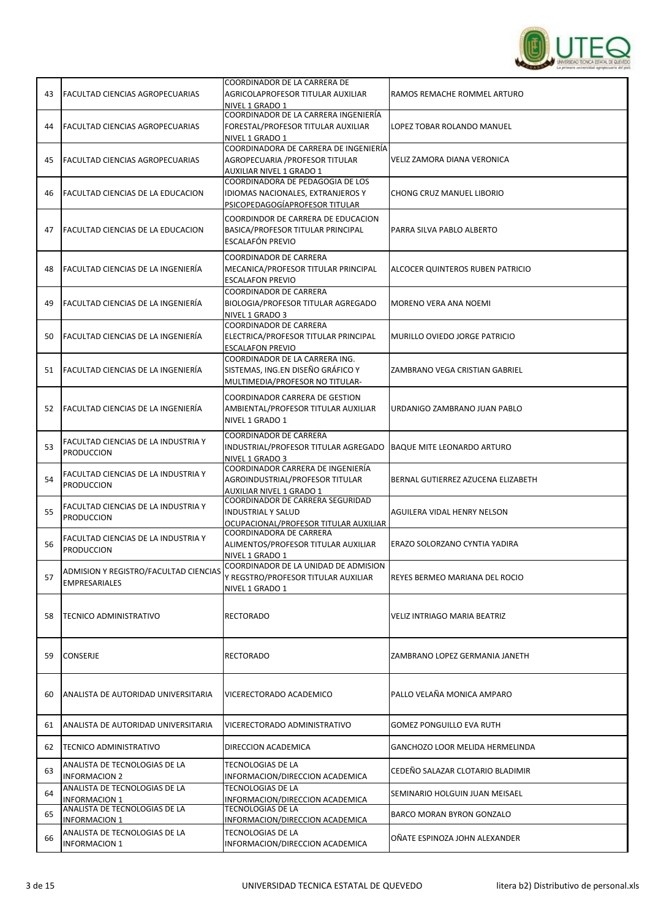| | | | |
|---|---|---|---|
| 43 | FACULTAD CIENCIAS AGROPECUARIAS | COORDINADOR DE LA CARRERA DE AGRICOLAPROFESOR TITULAR AUXILIAR NIVEL 1 GRADO 1 | RAMOS REMACHE ROMMEL ARTURO |
| 44 | FACULTAD CIENCIAS AGROPECUARIAS | COORDINADOR DE LA CARRERA INGENIERÍA FORESTAL/PROFESOR TITULAR AUXILIAR NIVEL 1 GRADO 1 | LOPEZ TOBAR ROLANDO MANUEL |
| 45 | FACULTAD CIENCIAS AGROPECUARIAS | COORDINADORA DE CARRERA DE INGENIERÍA AGROPECUARIA /PROFESOR TITULAR AUXILIAR NIVEL 1 GRADO 1 | VELIZ ZAMORA DIANA VERONICA |
| 46 | FACULTAD CIENCIAS DE LA EDUCACION | COORDINADORA DE PEDAGOGIA DE LOS IDIOMAS NACIONALES, EXTRANJEROS Y PSICOPEDAGOGÍAPROFESOR TITULAR | CHONG CRUZ MANUEL LIBORIO |
| 47 | FACULTAD CIENCIAS DE LA EDUCACION | COORDINDOR DE CARRERA DE EDUCACION BASICA/PROFESOR TITULAR PRINCIPAL ESCALAFÓN PREVIO | PARRA SILVA PABLO ALBERTO |
| 48 | FACULTAD CIENCIAS DE LA INGENIERÍA | COORDINADOR DE CARRERA MECANICA/PROFESOR TITULAR PRINCIPAL ESCALAFON PREVIO | ALCOCER QUINTEROS RUBEN PATRICIO |
| 49 | FACULTAD CIENCIAS DE LA INGENIERÍA | COORDINADOR DE CARRERA BIOLOGIA/PROFESOR TITULAR AGREGADO NIVEL 1 GRADO 3 | MORENO VERA ANA NOEMI |
| 50 | FACULTAD CIENCIAS DE LA INGENIERÍA | COORDINADOR DE CARRERA ELECTRICA/PROFESOR TITULAR PRINCIPAL ESCALAFON PREVIO | MURILLO OVIEDO JORGE PATRICIO |
| 51 | FACULTAD CIENCIAS DE LA INGENIERÍA | COORDINADOR DE LA CARRERA ING. SISTEMAS, ING.EN DISEÑO GRÁFICO Y MULTIMEDIA/PROFESOR NO TITULAR- | ZAMBRANO VEGA CRISTIAN GABRIEL |
| 52 | FACULTAD CIENCIAS DE LA INGENIERÍA | COORDINADOR CARRERA DE GESTION AMBIENTAL/PROFESOR TITULAR AUXILIAR NIVEL 1 GRADO 1 | URDANIGO ZAMBRANO JUAN PABLO |
| 53 | FACULTAD CIENCIAS DE LA INDUSTRIA Y PRODUCCION | COORDINADOR DE CARRERA INDUSTRIAL/PROFESOR TITULAR AGREGADO NIVEL 1 GRADO 3 | BAQUE MITE LEONARDO ARTURO |
| 54 | FACULTAD CIENCIAS DE LA INDUSTRIA Y PRODUCCION | COORDINADOR CARRERA DE INGENIERÍA AGROINDUSTRIAL/PROFESOR TITULAR AUXILIAR NIVEL 1 GRADO 1 | BERNAL GUTIERREZ AZUCENA ELIZABETH |
| 55 | FACULTAD CIENCIAS DE LA INDUSTRIA Y PRODUCCION | COORDINADOR DE CARRERA SEGURIDAD INDUSTRIAL Y SALUD OCUPACIONAL/PROFESOR TITULAR AUXILIAR | AGUILERA VIDAL HENRY NELSON |
| 56 | FACULTAD CIENCIAS DE LA INDUSTRIA Y PRODUCCION | COORDINADORA DE CARRERA ALIMENTOS/PROFESOR TITULAR AUXILIAR NIVEL 1 GRADO 1 | ERAZO SOLORZANO CYNTIA YADIRA |
| 57 | ADMISION Y REGISTRO/FACULTAD CIENCIAS EMPRESARIALES | COORDINADOR DE LA UNIDAD DE ADMISION Y REGSTRO/PROFESOR TITULAR AUXILIAR NIVEL 1 GRADO 1 | REYES BERMEO MARIANA DEL ROCIO |
| 58 | TECNICO ADMINISTRATIVO | RECTORADO | VELIZ INTRIAGO MARIA BEATRIZ |
| 59 | CONSERJE | RECTORADO | ZAMBRANO LOPEZ GERMANIA JANETH |
| 60 | ANALISTA DE AUTORIDAD UNIVERSITARIA | VICERECTORADO ACADEMICO | PALLO VELAÑA MONICA AMPARO |
| 61 | ANALISTA DE AUTORIDAD UNIVERSITARIA | VICERECTORADO ADMINISTRATIVO | GOMEZ PONGUILLO EVA RUTH |
| 62 | TECNICO ADMINISTRATIVO | DIRECCION ACADEMICA | GANCHOZO LOOR MELIDA HERMELINDA |
| 63 | ANALISTA DE TECNOLOGIAS DE LA INFORMACION 2 | TECNOLOGIAS DE LA INFORMACION/DIRECCION ACADEMICA | CEDEÑO SALAZAR CLOTARIO BLADIMIR |
| 64 | ANALISTA DE TECNOLOGIAS DE LA INFORMACION 1 | TECNOLOGIAS DE LA INFORMACION/DIRECCION ACADEMICA | SEMINARIO HOLGUIN JUAN MEISAEL |
| 65 | ANALISTA DE TECNOLOGIAS DE LA INFORMACION 1 | TECNOLOGIAS DE LA INFORMACION/DIRECCION ACADEMICA | BARCO MORAN BYRON GONZALO |
| 66 | ANALISTA DE TECNOLOGIAS DE LA INFORMACION 1 | TECNOLOGIAS DE LA INFORMACION/DIRECCION ACADEMICA | OÑATE ESPINOZA JOHN ALEXANDER |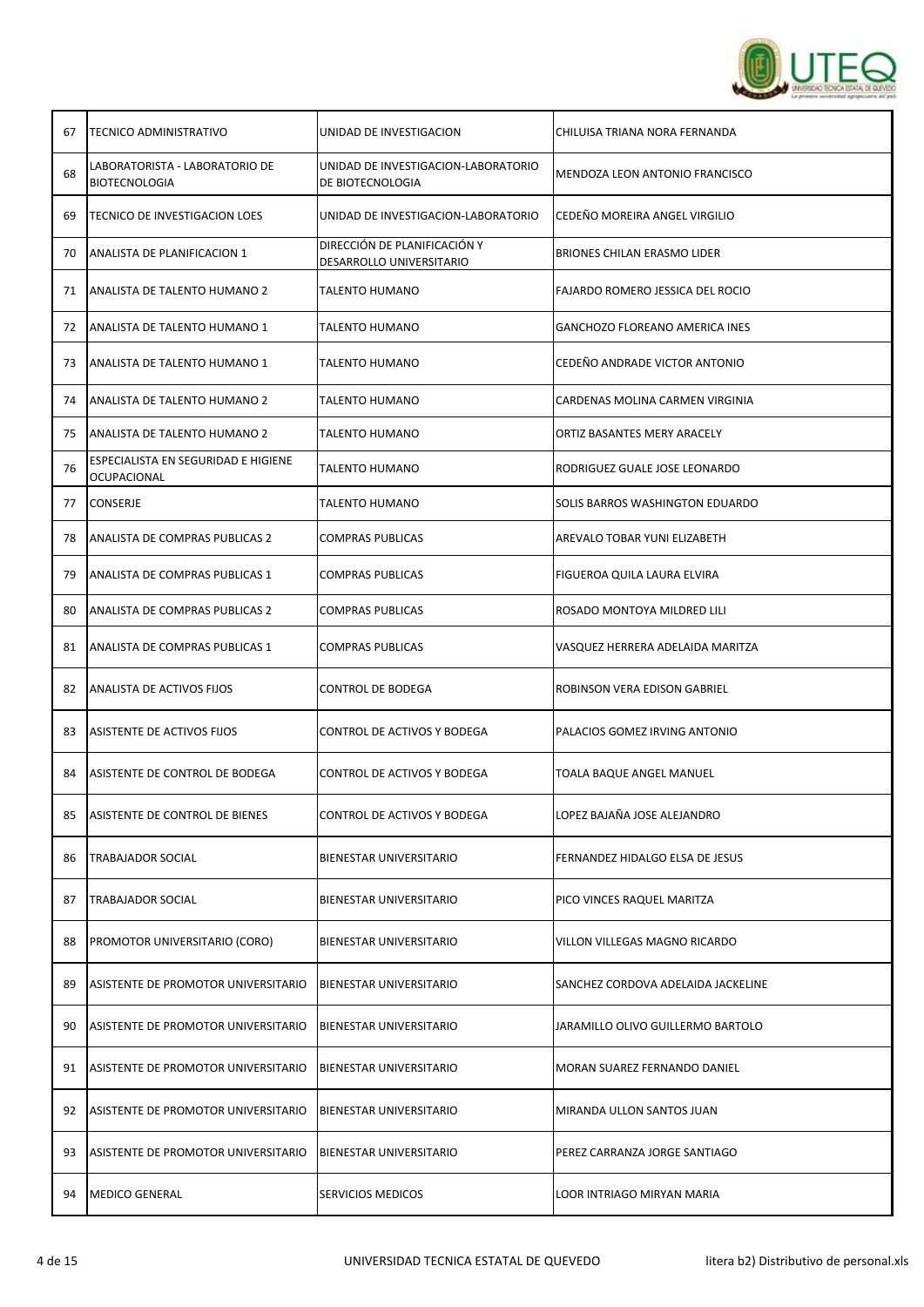| 67 | TECNICO ADMINISTRATIVO | UNIDAD DE INVESTIGACION | CHILUISA TRIANA NORA FERNANDA |
|---|---|---|---|
| 68 | LABORATORISTA - LABORATORIO DE BIOTECNOLOGIA | UNIDAD DE INVESTIGACION-LABORATORIO DE BIOTECNOLOGIA | MENDOZA LEON ANTONIO FRANCISCO |
| 69 | TECNICO DE INVESTIGACION LOES | UNIDAD DE INVESTIGACION-LABORATORIO | CEDEÑO MOREIRA ANGEL VIRGILIO |
| 70 | ANALISTA DE PLANIFICACION 1 | DIRECCIÓN DE PLANIFICACIÓN Y DESARROLLO UNIVERSITARIO | BRIONES CHILAN ERASMO LIDER |
| 71 | ANALISTA DE TALENTO HUMANO 2 | TALENTO HUMANO | FAJARDO ROMERO JESSICA DEL ROCIO |
| 72 | ANALISTA DE TALENTO HUMANO 1 | TALENTO HUMANO | GANCHOZO FLOREANO AMERICA INES |
| 73 | ANALISTA DE TALENTO HUMANO 1 | TALENTO HUMANO | CEDEÑO ANDRADE VICTOR ANTONIO |
| 74 | ANALISTA DE TALENTO HUMANO 2 | TALENTO HUMANO | CARDENAS MOLINA CARMEN VIRGINIA |
| 75 | ANALISTA DE TALENTO HUMANO 2 | TALENTO HUMANO | ORTIZ BASANTES MERY ARACELY |
| 76 | ESPECIALISTA EN SEGURIDAD E HIGIENE OCUPACIONAL | TALENTO HUMANO | RODRIGUEZ GUALE JOSE LEONARDO |
| 77 | CONSERJE | TALENTO HUMANO | SOLIS BARROS WASHINGTON EDUARDO |
| 78 | ANALISTA DE COMPRAS PUBLICAS 2 | COMPRAS PUBLICAS | AREVALO TOBAR YUNI ELIZABETH |
| 79 | ANALISTA DE COMPRAS PUBLICAS 1 | COMPRAS PUBLICAS | FIGUEROA QUILA LAURA ELVIRA |
| 80 | ANALISTA DE COMPRAS PUBLICAS 2 | COMPRAS PUBLICAS | ROSADO MONTOYA MILDRED LILI |
| 81 | ANALISTA DE COMPRAS PUBLICAS 1 | COMPRAS PUBLICAS | VASQUEZ HERRERA ADELAIDA MARITZA |
| 82 | ANALISTA DE ACTIVOS FIJOS | CONTROL DE BODEGA | ROBINSON VERA EDISON GABRIEL |
| 83 | ASISTENTE DE ACTIVOS FIJOS | CONTROL DE ACTIVOS Y BODEGA | PALACIOS GOMEZ IRVING ANTONIO |
| 84 | ASISTENTE DE CONTROL DE BODEGA | CONTROL DE ACTIVOS Y BODEGA | TOALA BAQUE ANGEL MANUEL |
| 85 | ASISTENTE DE CONTROL DE BIENES | CONTROL DE ACTIVOS Y BODEGA | LOPEZ BAJAÑA JOSE ALEJANDRO |
| 86 | TRABAJADOR SOCIAL | BIENESTAR UNIVERSITARIO | FERNANDEZ HIDALGO ELSA DE JESUS |
| 87 | TRABAJADOR SOCIAL | BIENESTAR UNIVERSITARIO | PICO VINCES RAQUEL MARITZA |
| 88 | PROMOTOR UNIVERSITARIO (CORO) | BIENESTAR UNIVERSITARIO | VILLON VILLEGAS MAGNO RICARDO |
| 89 | ASISTENTE DE PROMOTOR UNIVERSITARIO | BIENESTAR UNIVERSITARIO | SANCHEZ CORDOVA ADELAIDA JACKELINE |
| 90 | ASISTENTE DE PROMOTOR UNIVERSITARIO | BIENESTAR UNIVERSITARIO | JARAMILLO OLIVO GUILLERMO BARTOLO |
| 91 | ASISTENTE DE PROMOTOR UNIVERSITARIO | BIENESTAR UNIVERSITARIO | MORAN SUAREZ FERNANDO DANIEL |
| 92 | ASISTENTE DE PROMOTOR UNIVERSITARIO | BIENESTAR UNIVERSITARIO | MIRANDA ULLON SANTOS JUAN |
| 93 | ASISTENTE DE PROMOTOR UNIVERSITARIO | BIENESTAR UNIVERSITARIO | PEREZ CARRANZA JORGE SANTIAGO |
| 94 | MEDICO GENERAL | SERVICIOS MEDICOS | LOOR INTRIAGO MIRYAN MARIA |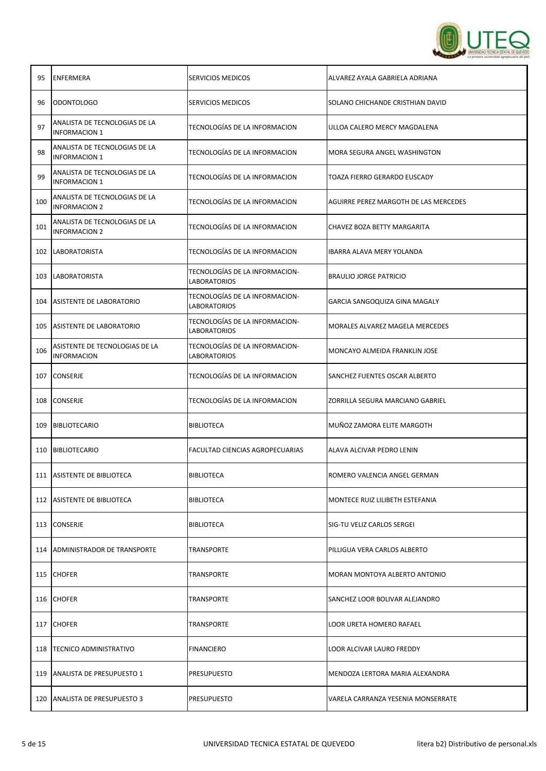| 95 | ENFERMERA | SERVICIOS MEDICOS | ALVAREZ AYALA GABRIELA ADRIANA |
|---|---|---|---|
| 96 | ODONTOLOGO | SERVICIOS MEDICOS | SOLANO CHICHANDE CRISTHIAN DAVID |
| 97 | ANALISTA DE TECNOLOGIAS DE LA INFORMACION 1 | TECNOLOGÍAS DE LA INFORMACION | ULLOA CALERO MERCY MAGDALENA |
| 98 | ANALISTA DE TECNOLOGIAS DE LA INFORMACION 1 | TECNOLOGÍAS DE LA INFORMACION | MORA SEGURA ANGEL WASHINGTON |
| 99 | ANALISTA DE TECNOLOGIAS DE LA INFORMACION 1 | TECNOLOGÍAS DE LA INFORMACION | TOAZA FIERRO GERARDO EUSCADY |
| 100 | ANALISTA DE TECNOLOGIAS DE LA INFORMACION 2 | TECNOLOGÍAS DE LA INFORMACION | AGUIRRE PEREZ MARGOTH DE LAS MERCEDES |
| 101 | ANALISTA DE TECNOLOGIAS DE LA INFORMACION 2 | TECNOLOGÍAS DE LA INFORMACION | CHAVEZ BOZA BETTY MARGARITA |
| 102 | LABORATORISTA | TECNOLOGÍAS DE LA INFORMACION | IBARRA ALAVA MERY YOLANDA |
| 103 | LABORATORISTA | TECNOLOGÍAS DE LA INFORMACION-LABORATORIOS | BRAULIO JORGE PATRICIO |
| 104 | ASISTENTE DE LABORATORIO | TECNOLOGÍAS DE LA INFORMACION-LABORATORIOS | GARCIA SANGOQUIZA GINA MAGALY |
| 105 | ASISTENTE DE LABORATORIO | TECNOLOGÍAS DE LA INFORMACION-LABORATORIOS | MORALES ALVAREZ MAGELA MERCEDES |
| 106 | ASISTENTE DE TECNOLOGIAS DE LA INFORMACION | TECNOLOGÍAS DE LA INFORMACION-LABORATORIOS | MONCAYO ALMEIDA FRANKLIN JOSE |
| 107 | CONSERJE | TECNOLOGÍAS DE LA INFORMACION | SANCHEZ FUENTES OSCAR ALBERTO |
| 108 | CONSERJE | TECNOLOGÍAS DE LA INFORMACION | ZORRILLA SEGURA MARCIANO GABRIEL |
| 109 | BIBLIOTECARIO | BIBLIOTECA | MUÑOZ ZAMORA ELITE MARGOTH |
| 110 | BIBLIOTECARIO | FACULTAD CIENCIAS AGROPECUARIAS | ALAVA ALCIVAR PEDRO LENIN |
| 111 | ASISTENTE DE BIBLIOTECA | BIBLIOTECA | ROMERO VALENCIA ANGEL GERMAN |
| 112 | ASISTENTE DE BIBLIOTECA | BIBLIOTECA | MONTECE RUIZ LILIBETH ESTEFANIA |
| 113 | CONSERJE | BIBLIOTECA | SIG-TU VELIZ CARLOS SERGEI |
| 114 | ADMINISTRADOR DE TRANSPORTE | TRANSPORTE | PILLIGUA VERA CARLOS ALBERTO |
| 115 | CHOFER | TRANSPORTE | MORAN MONTOYA ALBERTO ANTONIO |
| 116 | CHOFER | TRANSPORTE | SANCHEZ LOOR BOLIVAR ALEJANDRO |
| 117 | CHOFER | TRANSPORTE | LOOR URETA HOMERO RAFAEL |
| 118 | TECNICO ADMINISTRATIVO | FINANCIERO | LOOR ALCIVAR LAURO FREDDY |
| 119 | ANALISTA DE PRESUPUESTO 1 | PRESUPUESTO | MENDOZA LERTORA MARIA ALEXANDRA |
| 120 | ANALISTA DE PRESUPUESTO 3 | PRESUPUESTO | VARELA CARRANZA YESENIA MONSERRATE |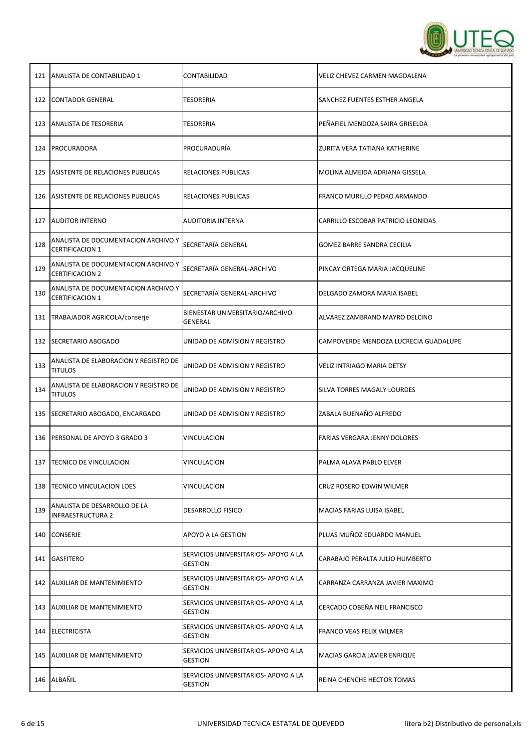| | | | |
|---|---|---|---|
| 121 | ANALISTA DE CONTABILIDAD 1 | CONTABILIDAD | VELIZ CHEVEZ CARMEN MAGDALENA |
| 122 | CONTADOR GENERAL | TESORERIA | SANCHEZ FUENTES ESTHER ANGELA |
| 123 | ANALISTA DE TESORERIA | TESORERIA | PEÑAFIEL MENDOZA SAIRA GRISELDA |
| 124 | PROCURADORA | PROCURADURÍA | ZURITA VERA TATIANA KATHERINE |
| 125 | ASISTENTE DE RELACIONES PUBLICAS | RELACIONES PUBLICAS | MOLINA ALMEIDA ADRIANA GISSELA |
| 126 | ASISTENTE DE RELACIONES PUBLICAS | RELACIONES PUBLICAS | FRANCO MURILLO PEDRO ARMANDO |
| 127 | AUDITOR INTERNO | AUDITORIA INTERNA | CARRILLO ESCOBAR PATRICIO LEONIDAS |
| 128 | ANALISTA DE DOCUMENTACION ARCHIVO Y CERTIFICACION 1 | SECRETARÍA GENERAL | GOMEZ BARRE SANDRA CECILIA |
| 129 | ANALISTA DE DOCUMENTACION ARCHIVO Y CERTIFICACION 2 | SECRETARÍA GENERAL-ARCHIVO | PINCAY ORTEGA MARIA JACQUELINE |
| 130 | ANALISTA DE DOCUMENTACION ARCHIVO Y CERTIFICACION 1 | SECRETARÍA GENERAL-ARCHIVO | DELGADO ZAMORA MARIA ISABEL |
| 131 | TRABAJADOR AGRICOLA/conserje | BIENESTAR UNIVERSITARIO/ARCHIVO GENERAL | ALVAREZ ZAMBRANO MAYRO DELCINO |
| 132 | SECRETARIO ABOGADO | UNIDAD DE ADMISION Y REGISTRO | CAMPOVERDE MENDOZA LUCRECIA GUADALUPE |
| 133 | ANALISTA DE ELABORACION Y REGISTRO DE TITULOS | UNIDAD DE ADMISION Y REGISTRO | VELIZ INTRIAGO MARIA DETSY |
| 134 | ANALISTA DE ELABORACION Y REGISTRO DE TITULOS | UNIDAD DE ADMISION Y REGISTRO | SILVA TORRES MAGALY LOURDES |
| 135 | SECRETARIO ABOGADO, ENCARGADO | UNIDAD DE ADMISION Y REGISTRO | ZABALA BUENAÑO ALFREDO |
| 136 | PERSONAL DE APOYO 3 GRADO 3 | VINCULACION | FARIAS VERGARA JENNY DOLORES |
| 137 | TECNICO DE VINCULACION | VINCULACION | PALMA ALAVA PABLO ELVER |
| 138 | TECNICO VINCULACION LOES | VINCULACION | CRUZ ROSERO EDWIN WILMER |
| 139 | ANALISTA DE DESARROLLO DE LA INFRAESTRUCTURA 2 | DESARROLLO FISICO | MACIAS FARIAS LUISA ISABEL |
| 140 | CONSERJE | APOYO A LA GESTION | PLUAS MUÑOZ EDUARDO MANUEL |
| 141 | GASFITERO | SERVICIOS UNIVERSITARIOS- APOYO A LA GESTION | CARABAJO PERALTA JULIO HUMBERTO |
| 142 | AUXILIAR DE MANTENIMIENTO | SERVICIOS UNIVERSITARIOS- APOYO A LA GESTION | CARRANZA CARRANZA JAVIER MAXIMO |
| 143 | AUXILIAR DE MANTENIMIENTO | SERVICIOS UNIVERSITARIOS- APOYO A LA GESTION | CERCADO COBEÑA NEIL FRANCISCO |
| 144 | ELECTRICISTA | SERVICIOS UNIVERSITARIOS- APOYO A LA GESTION | FRANCO VEAS FELIX WILMER |
| 145 | AUXILIAR DE MANTENIMIENTO | SERVICIOS UNIVERSITARIOS- APOYO A LA GESTION | MACIAS GARCIA JAVIER ENRIQUE |
| 146 | ALBAÑIL | SERVICIOS UNIVERSITARIOS- APOYO A LA GESTION | REINA CHENCHE HECTOR TOMAS |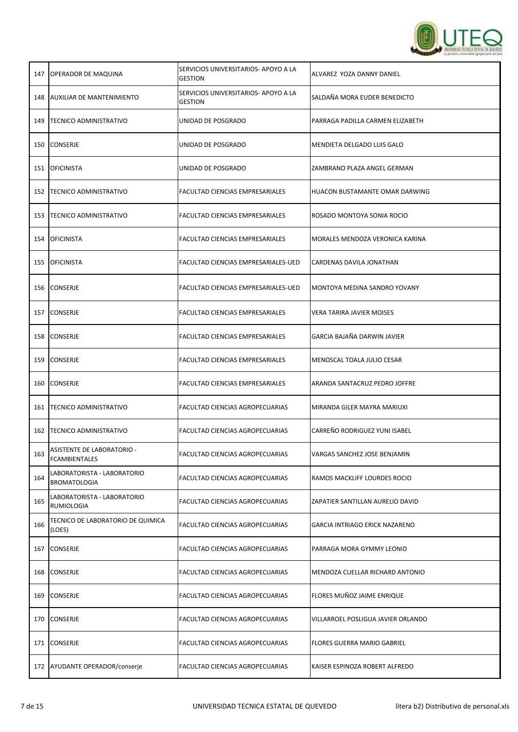| 147 | OPERADOR DE MAQUINA | SERVICIOS UNIVERSITARIOS- APOYO A LA GESTION | ALVAREZ YOZA DANNY DANIEL |
|---|---|---|---|
| 148 | AUXILIAR DE MANTENIMIENTO | SERVICIOS UNIVERSITARIOS- APOYO A LA GESTION | SALDAÑA MORA EUDER BENEDICTO |
| 149 | TECNICO ADMINISTRATIVO | UNIDAD DE POSGRADO | PARRAGA PADILLA CARMEN ELIZABETH |
| 150 | CONSERJE | UNIDAD DE POSGRADO | MENDIETA DELGADO LUIS GALO |
| 151 | OFICINISTA | UNIDAD DE POSGRADO | ZAMBRANO PLAZA ANGEL GERMAN |
| 152 | TECNICO ADMINISTRATIVO | FACULTAD CIENCIAS EMPRESARIALES | HUACON BUSTAMANTE OMAR DARWING |
| 153 | TECNICO ADMINISTRATIVO | FACULTAD CIENCIAS EMPRESARIALES | ROSADO MONTOYA SONIA ROCIO |
| 154 | OFICINISTA | FACULTAD CIENCIAS EMPRESARIALES | MORALES MENDOZA VERONICA KARINA |
| 155 | OFICINISTA | FACULTAD CIENCIAS EMPRESARIALES-UED | CARDENAS DAVILA JONATHAN |
| 156 | CONSERJE | FACULTAD CIENCIAS EMPRESARIALES-UED | MONTOYA MEDINA SANDRO YOVANY |
| 157 | CONSERJE | FACULTAD CIENCIAS EMPRESARIALES | VERA TARIRA JAVIER MOISES |
| 158 | CONSERJE | FACULTAD CIENCIAS EMPRESARIALES | GARCIA BAJAÑA DARWIN JAVIER |
| 159 | CONSERJE | FACULTAD CIENCIAS EMPRESARIALES | MENOSCAL TOALA JULIO CESAR |
| 160 | CONSERJE | FACULTAD CIENCIAS EMPRESARIALES | ARANDA SANTACRUZ PEDRO JOFFRE |
| 161 | TECNICO ADMINISTRATIVO | FACULTAD CIENCIAS AGROPECUARIAS | MIRANDA GILER MAYRA MARIUXI |
| 162 | TECNICO ADMINISTRATIVO | FACULTAD CIENCIAS AGROPECUARIAS | CARREÑO RODRIGUEZ YUNI ISABEL |
| 163 | ASISTENTE DE LABORATORIO - FCAMBIENTALES | FACULTAD CIENCIAS AGROPECUARIAS | VARGAS SANCHEZ JOSE BENJAMIN |
| 164 | LABORATORISTA - LABORATORIO BROMATOLOGIA | FACULTAD CIENCIAS AGROPECUARIAS | RAMOS MACKLIFF LOURDES ROCIO |
| 165 | LABORATORISTA - LABORATORIO RUMIOLOGIA | FACULTAD CIENCIAS AGROPECUARIAS | ZAPATIER SANTILLAN AURELIO DAVID |
| 166 | TECNICO DE LABORATORIO DE QUIMICA (LOES) | FACULTAD CIENCIAS AGROPECUARIAS | GARCIA INTRIAGO ERICK NAZARENO |
| 167 | CONSERJE | FACULTAD CIENCIAS AGROPECUARIAS | PARRAGA MORA GYMMY LEONID |
| 168 | CONSERJE | FACULTAD CIENCIAS AGROPECUARIAS | MENDOZA CUELLAR RICHARD ANTONIO |
| 169 | CONSERJE | FACULTAD CIENCIAS AGROPECUARIAS | FLORES MUÑOZ JAIME ENRIQUE |
| 170 | CONSERJE | FACULTAD CIENCIAS AGROPECUARIAS | VILLARROEL POSLIGUA JAVIER ORLANDO |
| 171 | CONSERJE | FACULTAD CIENCIAS AGROPECUARIAS | FLORES GUERRA MARIO GABRIEL |
| 172 | AYUDANTE OPERADOR/conserje | FACULTAD CIENCIAS AGROPECUARIAS | KAISER ESPINOZA ROBERT ALFREDO |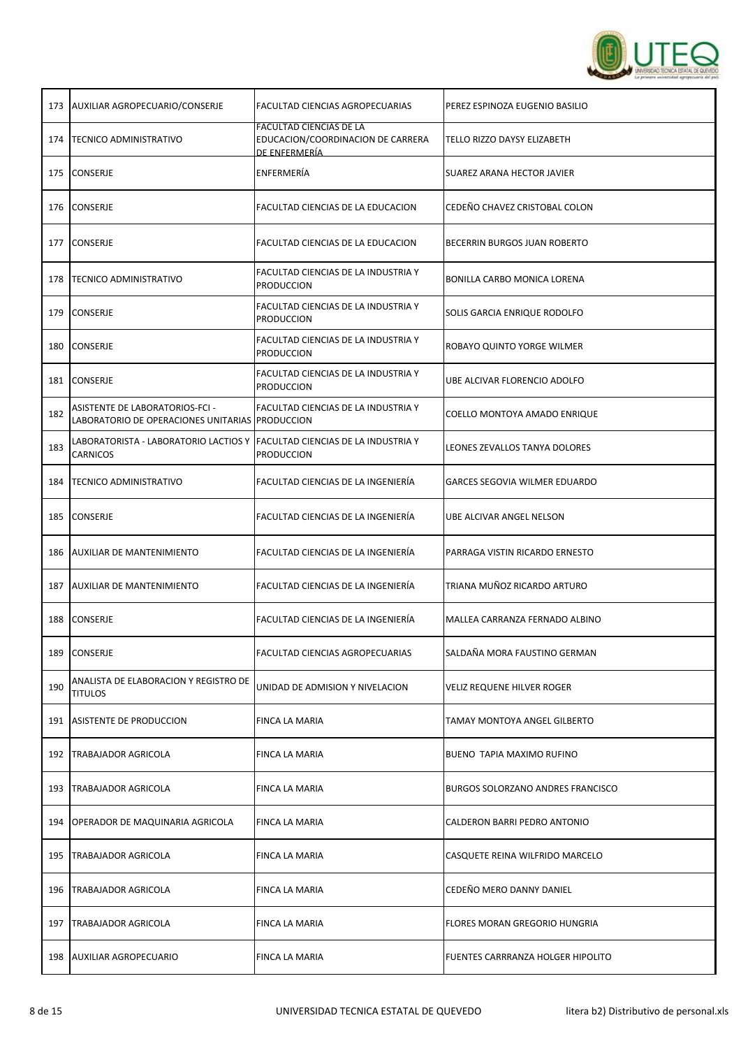| | | | |
|---|---|---|---|
| 173 | AUXILIAR AGROPECUARIO/CONSERJE | FACULTAD CIENCIAS AGROPECUARIAS | PEREZ ESPINOZA EUGENIO BASILIO |
| 174 | TECNICO ADMINISTRATIVO | FACULTAD CIENCIAS DE LA EDUCACION/COORDINACION DE CARRERA DE ENFERMERÍA | TELLO RIZZO DAYSY ELIZABETH |
| 175 | CONSERJE | ENFERMERÍA | SUAREZ ARANA HECTOR JAVIER |
| 176 | CONSERJE | FACULTAD CIENCIAS DE LA EDUCACION | CEDEÑO CHAVEZ CRISTOBAL COLON |
| 177 | CONSERJE | FACULTAD CIENCIAS DE LA EDUCACION | BECERRIN BURGOS JUAN ROBERTO |
| 178 | TECNICO ADMINISTRATIVO | FACULTAD CIENCIAS DE LA INDUSTRIA Y PRODUCCION | BONILLA CARBO MONICA LORENA |
| 179 | CONSERJE | FACULTAD CIENCIAS DE LA INDUSTRIA Y PRODUCCION | SOLIS GARCIA ENRIQUE RODOLFO |
| 180 | CONSERJE | FACULTAD CIENCIAS DE LA INDUSTRIA Y PRODUCCION | ROBAYO QUINTO YORGE WILMER |
| 181 | CONSERJE | FACULTAD CIENCIAS DE LA INDUSTRIA Y PRODUCCION | UBE ALCIVAR FLORENCIO ADOLFO |
| 182 | ASISTENTE DE LABORATORIOS-FCI - LABORATORIO DE OPERACIONES UNITARIAS | FACULTAD CIENCIAS DE LA INDUSTRIA Y PRODUCCION | COELLO MONTOYA AMADO ENRIQUE |
| 183 | LABORATORISTA - LABORATORIO LACTIOS Y CARNICOS | FACULTAD CIENCIAS DE LA INDUSTRIA Y PRODUCCION | LEONES ZEVALLOS TANYA DOLORES |
| 184 | TECNICO ADMINISTRATIVO | FACULTAD CIENCIAS DE LA INGENIERÍA | GARCES SEGOVIA WILMER EDUARDO |
| 185 | CONSERJE | FACULTAD CIENCIAS DE LA INGENIERÍA | UBE ALCIVAR ANGEL NELSON |
| 186 | AUXILIAR DE MANTENIMIENTO | FACULTAD CIENCIAS DE LA INGENIERÍA | PARRAGA VISTIN RICARDO ERNESTO |
| 187 | AUXILIAR DE MANTENIMIENTO | FACULTAD CIENCIAS DE LA INGENIERÍA | TRIANA MUÑOZ RICARDO ARTURO |
| 188 | CONSERJE | FACULTAD CIENCIAS DE LA INGENIERÍA | MALLEA CARRANZA FERNADO ALBINO |
| 189 | CONSERJE | FACULTAD CIENCIAS AGROPECUARIAS | SALDAÑA MORA FAUSTINO GERMAN |
| 190 | ANALISTA DE ELABORACION Y REGISTRO DE TITULOS | UNIDAD DE ADMISION Y NIVELACION | VELIZ REQUENE HILVER ROGER |
| 191 | ASISTENTE DE PRODUCCION | FINCA LA MARIA | TAMAY MONTOYA ANGEL GILBERTO |
| 192 | TRABAJADOR AGRICOLA | FINCA LA MARIA | BUENO TAPIA MAXIMO RUFINO |
| 193 | TRABAJADOR AGRICOLA | FINCA LA MARIA | BURGOS SOLORZANO ANDRES FRANCISCO |
| 194 | OPERADOR DE MAQUINARIA AGRICOLA | FINCA LA MARIA | CALDERON BARRI PEDRO ANTONIO |
| 195 | TRABAJADOR AGRICOLA | FINCA LA MARIA | CASQUETE REINA WILFRIDO MARCELO |
| 196 | TRABAJADOR AGRICOLA | FINCA LA MARIA | CEDEÑO MERO DANNY DANIEL |
| 197 | TRABAJADOR AGRICOLA | FINCA LA MARIA | FLORES MORAN GREGORIO HUNGRIA |
| 198 | AUXILIAR AGROPECUARIO | FINCA LA MARIA | FUENTES CARRRANZA HOLGER HIPOLITO |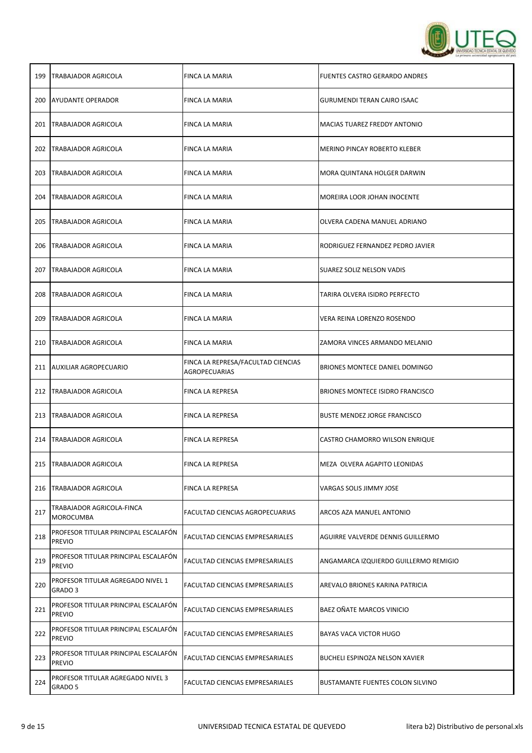| | | | |
|---|---|---|---|
| 199 | TRABAJADOR AGRICOLA | FINCA LA MARIA | FUENTES CASTRO GERARDO ANDRES |
| 200 | AYUDANTE OPERADOR | FINCA LA MARIA | GURUMENDI TERAN CAIRO ISAAC |
| 201 | TRABAJADOR AGRICOLA | FINCA LA MARIA | MACIAS TUAREZ FREDDY ANTONIO |
| 202 | TRABAJADOR AGRICOLA | FINCA LA MARIA | MERINO PINCAY ROBERTO KLEBER |
| 203 | TRABAJADOR AGRICOLA | FINCA LA MARIA | MORA QUINTANA HOLGER DARWIN |
| 204 | TRABAJADOR AGRICOLA | FINCA LA MARIA | MOREIRA LOOR JOHAN INOCENTE |
| 205 | TRABAJADOR AGRICOLA | FINCA LA MARIA | OLVERA CADENA MANUEL ADRIANO |
| 206 | TRABAJADOR AGRICOLA | FINCA LA MARIA | RODRIGUEZ FERNANDEZ PEDRO JAVIER |
| 207 | TRABAJADOR AGRICOLA | FINCA LA MARIA | SUAREZ SOLIZ NELSON VADIS |
| 208 | TRABAJADOR AGRICOLA | FINCA LA MARIA | TARIRA OLVERA ISIDRO PERFECTO |
| 209 | TRABAJADOR AGRICOLA | FINCA LA MARIA | VERA REINA LORENZO ROSENDO |
| 210 | TRABAJADOR AGRICOLA | FINCA LA MARIA | ZAMORA VINCES ARMANDO MELANIO |
| 211 | AUXILIAR AGROPECUARIO | FINCA LA REPRESA/FACULTAD CIENCIAS AGROPECUARIAS | BRIONES MONTECE DANIEL DOMINGO |
| 212 | TRABAJADOR AGRICOLA | FINCA LA REPRESA | BRIONES MONTECE ISIDRO FRANCISCO |
| 213 | TRABAJADOR AGRICOLA | FINCA LA REPRESA | BUSTE MENDEZ JORGE FRANCISCO |
| 214 | TRABAJADOR AGRICOLA | FINCA LA REPRESA | CASTRO CHAMORRO WILSON ENRIQUE |
| 215 | TRABAJADOR AGRICOLA | FINCA LA REPRESA | MEZA OLVERA AGAPITO LEONIDAS |
| 216 | TRABAJADOR AGRICOLA | FINCA LA REPRESA | VARGAS SOLIS JIMMY JOSE |
| 217 | TRABAJADOR AGRICOLA-FINCA MOROCUMBA | FACULTAD CIENCIAS AGROPECUARIAS | ARCOS AZA MANUEL ANTONIO |
| 218 | PROFESOR TITULAR PRINCIPAL ESCALAFÓN PREVIO | FACULTAD CIENCIAS EMPRESARIALES | AGUIRRE VALVERDE DENNIS GUILLERMO |
| 219 | PROFESOR TITULAR PRINCIPAL ESCALAFÓN PREVIO | FACULTAD CIENCIAS EMPRESARIALES | ANGAMARCA IZQUIERDO GUILLERMO REMIGIO |
| 220 | PROFESOR TITULAR AGREGADO NIVEL 1 GRADO 3 | FACULTAD CIENCIAS EMPRESARIALES | AREVALO BRIONES KARINA PATRICIA |
| 221 | PROFESOR TITULAR PRINCIPAL ESCALAFÓN PREVIO | FACULTAD CIENCIAS EMPRESARIALES | BAEZ OÑATE MARCOS VINICIO |
| 222 | PROFESOR TITULAR PRINCIPAL ESCALAFÓN PREVIO | FACULTAD CIENCIAS EMPRESARIALES | BAYAS VACA VICTOR HUGO |
| 223 | PROFESOR TITULAR PRINCIPAL ESCALAFÓN PREVIO | FACULTAD CIENCIAS EMPRESARIALES | BUCHELI ESPINOZA NELSON XAVIER |
| 224 | PROFESOR TITULAR AGREGADO NIVEL 3 GRADO 5 | FACULTAD CIENCIAS EMPRESARIALES | BUSTAMANTE FUENTES COLON SILVINO |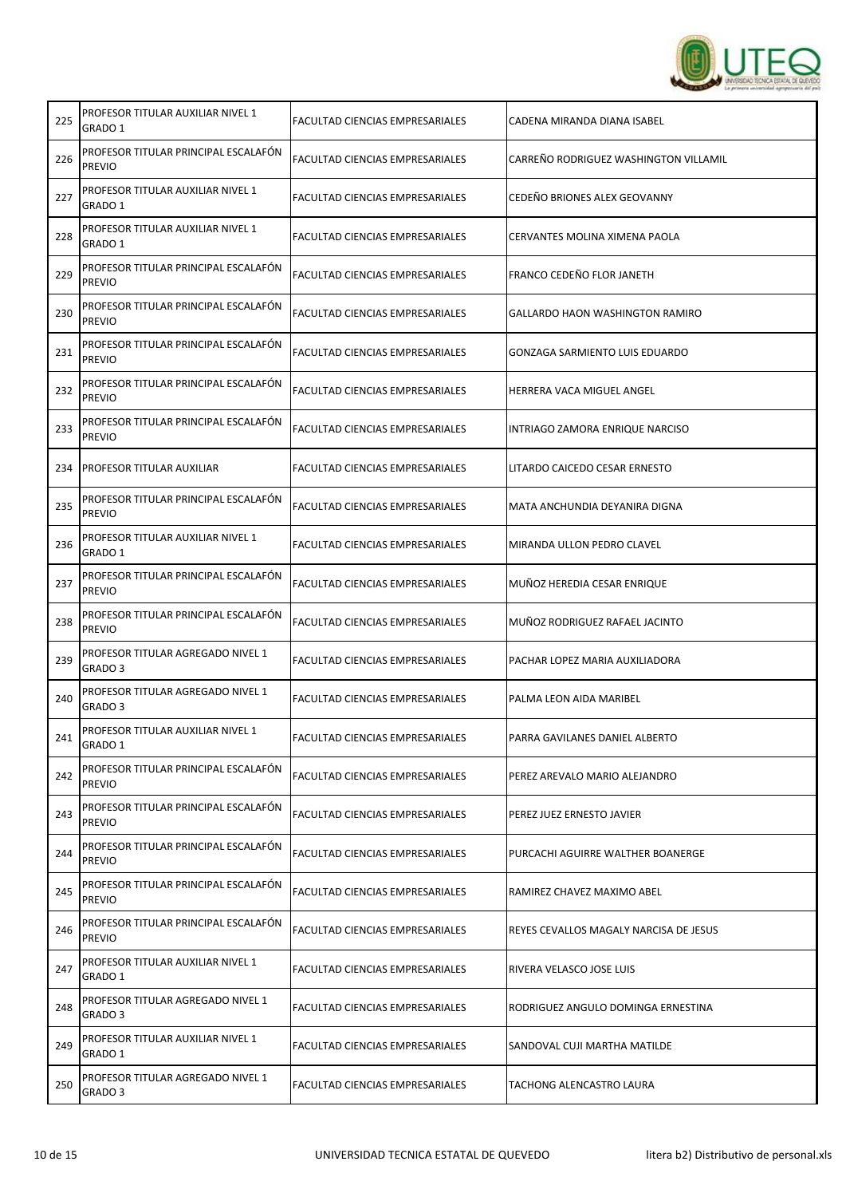| | | | |
|---|---|---|---|
| 225 | PROFESOR TITULAR AUXILIAR NIVEL 1 GRADO 1 | FACULTAD CIENCIAS EMPRESARIALES | CADENA MIRANDA DIANA ISABEL |
| 226 | PROFESOR TITULAR PRINCIPAL ESCALAFÓN PREVIO | FACULTAD CIENCIAS EMPRESARIALES | CARREÑO RODRIGUEZ WASHINGTON VILLAMIL |
| 227 | PROFESOR TITULAR AUXILIAR NIVEL 1 GRADO 1 | FACULTAD CIENCIAS EMPRESARIALES | CEDEÑO BRIONES ALEX GEOVANNY |
| 228 | PROFESOR TITULAR AUXILIAR NIVEL 1 GRADO 1 | FACULTAD CIENCIAS EMPRESARIALES | CERVANTES MOLINA XIMENA PAOLA |
| 229 | PROFESOR TITULAR PRINCIPAL ESCALAFÓN PREVIO | FACULTAD CIENCIAS EMPRESARIALES | FRANCO CEDEÑO FLOR JANETH |
| 230 | PROFESOR TITULAR PRINCIPAL ESCALAFÓN PREVIO | FACULTAD CIENCIAS EMPRESARIALES | GALLARDO HAON WASHINGTON RAMIRO |
| 231 | PROFESOR TITULAR PRINCIPAL ESCALAFÓN PREVIO | FACULTAD CIENCIAS EMPRESARIALES | GONZAGA SARMIENTO LUIS EDUARDO |
| 232 | PROFESOR TITULAR PRINCIPAL ESCALAFÓN PREVIO | FACULTAD CIENCIAS EMPRESARIALES | HERRERA VACA MIGUEL ANGEL |
| 233 | PROFESOR TITULAR PRINCIPAL ESCALAFÓN PREVIO | FACULTAD CIENCIAS EMPRESARIALES | INTRIAGO ZAMORA ENRIQUE NARCISO |
| 234 | PROFESOR TITULAR AUXILIAR | FACULTAD CIENCIAS EMPRESARIALES | LITARDO CAICEDO CESAR ERNESTO |
| 235 | PROFESOR TITULAR PRINCIPAL ESCALAFÓN PREVIO | FACULTAD CIENCIAS EMPRESARIALES | MATA ANCHUNDIA DEYANIRA DIGNA |
| 236 | PROFESOR TITULAR AUXILIAR NIVEL 1 GRADO 1 | FACULTAD CIENCIAS EMPRESARIALES | MIRANDA ULLON PEDRO CLAVEL |
| 237 | PROFESOR TITULAR PRINCIPAL ESCALAFÓN PREVIO | FACULTAD CIENCIAS EMPRESARIALES | MUÑOZ HEREDIA CESAR ENRIQUE |
| 238 | PROFESOR TITULAR PRINCIPAL ESCALAFÓN PREVIO | FACULTAD CIENCIAS EMPRESARIALES | MUÑOZ RODRIGUEZ RAFAEL JACINTO |
| 239 | PROFESOR TITULAR AGREGADO NIVEL 1 GRADO 3 | FACULTAD CIENCIAS EMPRESARIALES | PACHAR LOPEZ MARIA AUXILIADORA |
| 240 | PROFESOR TITULAR AGREGADO NIVEL 1 GRADO 3 | FACULTAD CIENCIAS EMPRESARIALES | PALMA LEON AIDA MARIBEL |
| 241 | PROFESOR TITULAR AUXILIAR NIVEL 1 GRADO 1 | FACULTAD CIENCIAS EMPRESARIALES | PARRA GAVILANES DANIEL ALBERTO |
| 242 | PROFESOR TITULAR PRINCIPAL ESCALAFÓN PREVIO | FACULTAD CIENCIAS EMPRESARIALES | PEREZ AREVALO MARIO ALEJANDRO |
| 243 | PROFESOR TITULAR PRINCIPAL ESCALAFÓN PREVIO | FACULTAD CIENCIAS EMPRESARIALES | PEREZ JUEZ ERNESTO JAVIER |
| 244 | PROFESOR TITULAR PRINCIPAL ESCALAFÓN PREVIO | FACULTAD CIENCIAS EMPRESARIALES | PURCACHI AGUIRRE WALTHER BOANERGE |
| 245 | PROFESOR TITULAR PRINCIPAL ESCALAFÓN PREVIO | FACULTAD CIENCIAS EMPRESARIALES | RAMIREZ CHAVEZ MAXIMO ABEL |
| 246 | PROFESOR TITULAR PRINCIPAL ESCALAFÓN PREVIO | FACULTAD CIENCIAS EMPRESARIALES | REYES CEVALLOS MAGALY NARCISA DE JESUS |
| 247 | PROFESOR TITULAR AUXILIAR NIVEL 1 GRADO 1 | FACULTAD CIENCIAS EMPRESARIALES | RIVERA VELASCO JOSE LUIS |
| 248 | PROFESOR TITULAR AGREGADO NIVEL 1 GRADO 3 | FACULTAD CIENCIAS EMPRESARIALES | RODRIGUEZ ANGULO DOMINGA ERNESTINA |
| 249 | PROFESOR TITULAR AUXILIAR NIVEL 1 GRADO 1 | FACULTAD CIENCIAS EMPRESARIALES | SANDOVAL CUJI MARTHA MATILDE |
| 250 | PROFESOR TITULAR AGREGADO NIVEL 1 GRADO 3 | FACULTAD CIENCIAS EMPRESARIALES | TACHONG ALENCASTRO LAURA |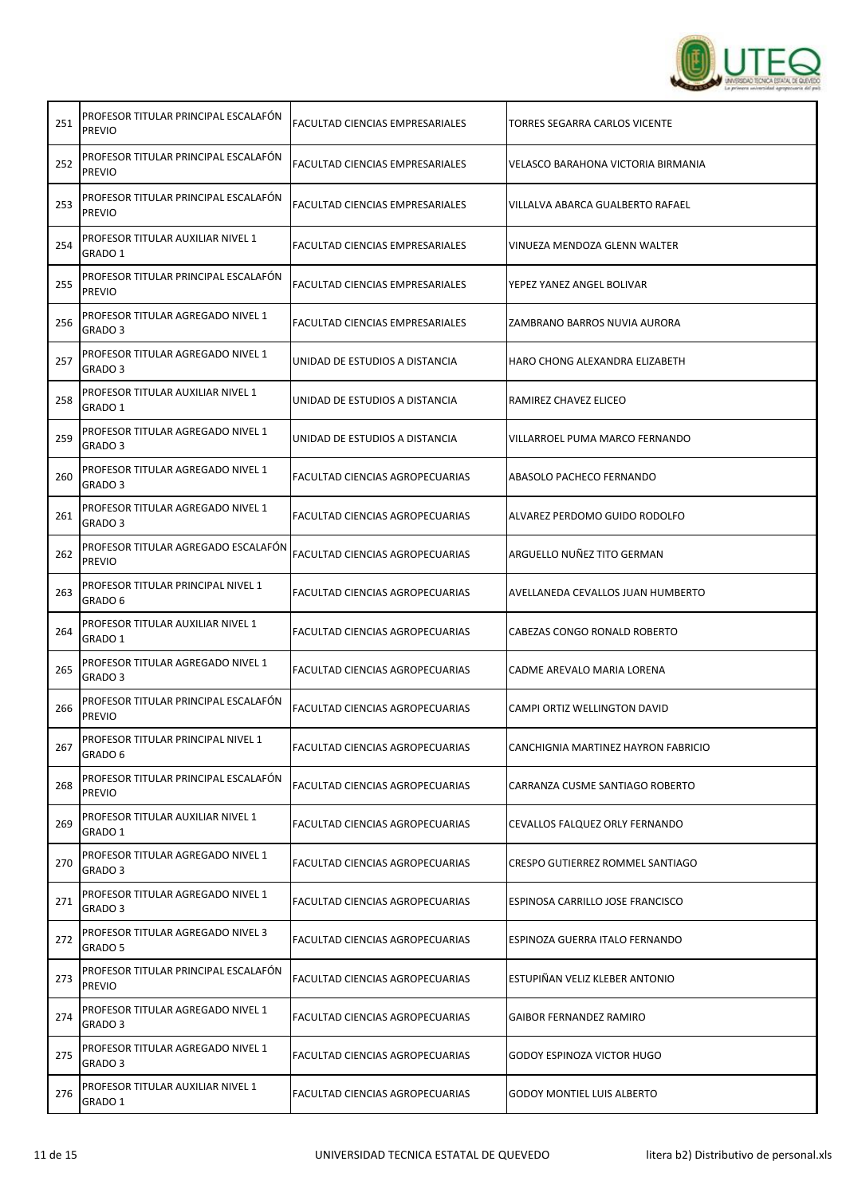| 251 | PROFESOR TITULAR PRINCIPAL ESCALAFÓN PREVIO | FACULTAD CIENCIAS EMPRESARIALES | TORRES SEGARRA CARLOS VICENTE |
|---|---|---|---|
| 252 | PROFESOR TITULAR PRINCIPAL ESCALAFÓN PREVIO | FACULTAD CIENCIAS EMPRESARIALES | VELASCO BARAHONA VICTORIA BIRMANIA |
| 253 | PROFESOR TITULAR PRINCIPAL ESCALAFÓN PREVIO | FACULTAD CIENCIAS EMPRESARIALES | VILLALVA ABARCA GUALBERTO RAFAEL |
| 254 | PROFESOR TITULAR AUXILIAR NIVEL 1 GRADO 1 | FACULTAD CIENCIAS EMPRESARIALES | VINUEZA MENDOZA GLENN WALTER |
| 255 | PROFESOR TITULAR PRINCIPAL ESCALAFÓN PREVIO | FACULTAD CIENCIAS EMPRESARIALES | YEPEZ YANEZ ANGEL BOLIVAR |
| 256 | PROFESOR TITULAR AGREGADO NIVEL 1 GRADO 3 | FACULTAD CIENCIAS EMPRESARIALES | ZAMBRANO BARROS NUVIA AURORA |
| 257 | PROFESOR TITULAR AGREGADO NIVEL 1 GRADO 3 | UNIDAD DE ESTUDIOS A DISTANCIA | HARO CHONG ALEXANDRA ELIZABETH |
| 258 | PROFESOR TITULAR AUXILIAR NIVEL 1 GRADO 1 | UNIDAD DE ESTUDIOS A DISTANCIA | RAMIREZ CHAVEZ ELICEO |
| 259 | PROFESOR TITULAR AGREGADO NIVEL 1 GRADO 3 | UNIDAD DE ESTUDIOS A DISTANCIA | VILLARROEL PUMA MARCO FERNANDO |
| 260 | PROFESOR TITULAR AGREGADO NIVEL 1 GRADO 3 | FACULTAD CIENCIAS AGROPECUARIAS | ABASOLO PACHECO FERNANDO |
| 261 | PROFESOR TITULAR AGREGADO NIVEL 1 GRADO 3 | FACULTAD CIENCIAS AGROPECUARIAS | ALVAREZ PERDOMO GUIDO RODOLFO |
| 262 | PROFESOR TITULAR AGREGADO ESCALAFÓN PREVIO | FACULTAD CIENCIAS AGROPECUARIAS | ARGUELLO NUÑEZ TITO GERMAN |
| 263 | PROFESOR TITULAR PRINCIPAL NIVEL 1 GRADO 6 | FACULTAD CIENCIAS AGROPECUARIAS | AVELLANEDA CEVALLOS JUAN HUMBERTO |
| 264 | PROFESOR TITULAR AUXILIAR NIVEL 1 GRADO 1 | FACULTAD CIENCIAS AGROPECUARIAS | CABEZAS CONGO RONALD ROBERTO |
| 265 | PROFESOR TITULAR AGREGADO NIVEL 1 GRADO 3 | FACULTAD CIENCIAS AGROPECUARIAS | CADME AREVALO MARIA LORENA |
| 266 | PROFESOR TITULAR PRINCIPAL ESCALAFÓN PREVIO | FACULTAD CIENCIAS AGROPECUARIAS | CAMPI ORTIZ WELLINGTON DAVID |
| 267 | PROFESOR TITULAR PRINCIPAL NIVEL 1 GRADO 6 | FACULTAD CIENCIAS AGROPECUARIAS | CANCHIGNIA MARTINEZ HAYRON FABRICIO |
| 268 | PROFESOR TITULAR PRINCIPAL ESCALAFÓN PREVIO | FACULTAD CIENCIAS AGROPECUARIAS | CARRANZA CUSME SANTIAGO ROBERTO |
| 269 | PROFESOR TITULAR AUXILIAR NIVEL 1 GRADO 1 | FACULTAD CIENCIAS AGROPECUARIAS | CEVALLOS FALQUEZ ORLY FERNANDO |
| 270 | PROFESOR TITULAR AGREGADO NIVEL 1 GRADO 3 | FACULTAD CIENCIAS AGROPECUARIAS | CRESPO GUTIERREZ ROMMEL SANTIAGO |
| 271 | PROFESOR TITULAR AGREGADO NIVEL 1 GRADO 3 | FACULTAD CIENCIAS AGROPECUARIAS | ESPINOSA CARRILLO JOSE FRANCISCO |
| 272 | PROFESOR TITULAR AGREGADO NIVEL 3 GRADO 5 | FACULTAD CIENCIAS AGROPECUARIAS | ESPINOZA GUERRA ITALO FERNANDO |
| 273 | PROFESOR TITULAR PRINCIPAL ESCALAFÓN PREVIO | FACULTAD CIENCIAS AGROPECUARIAS | ESTUPIÑAN VELIZ KLEBER ANTONIO |
| 274 | PROFESOR TITULAR AGREGADO NIVEL 1 GRADO 3 | FACULTAD CIENCIAS AGROPECUARIAS | GAIBOR FERNANDEZ RAMIRO |
| 275 | PROFESOR TITULAR AGREGADO NIVEL 1 GRADO 3 | FACULTAD CIENCIAS AGROPECUARIAS | GODOY ESPINOZA VICTOR HUGO |
| 276 | PROFESOR TITULAR AUXILIAR NIVEL 1 GRADO 1 | FACULTAD CIENCIAS AGROPECUARIAS | GODOY MONTIEL LUIS ALBERTO |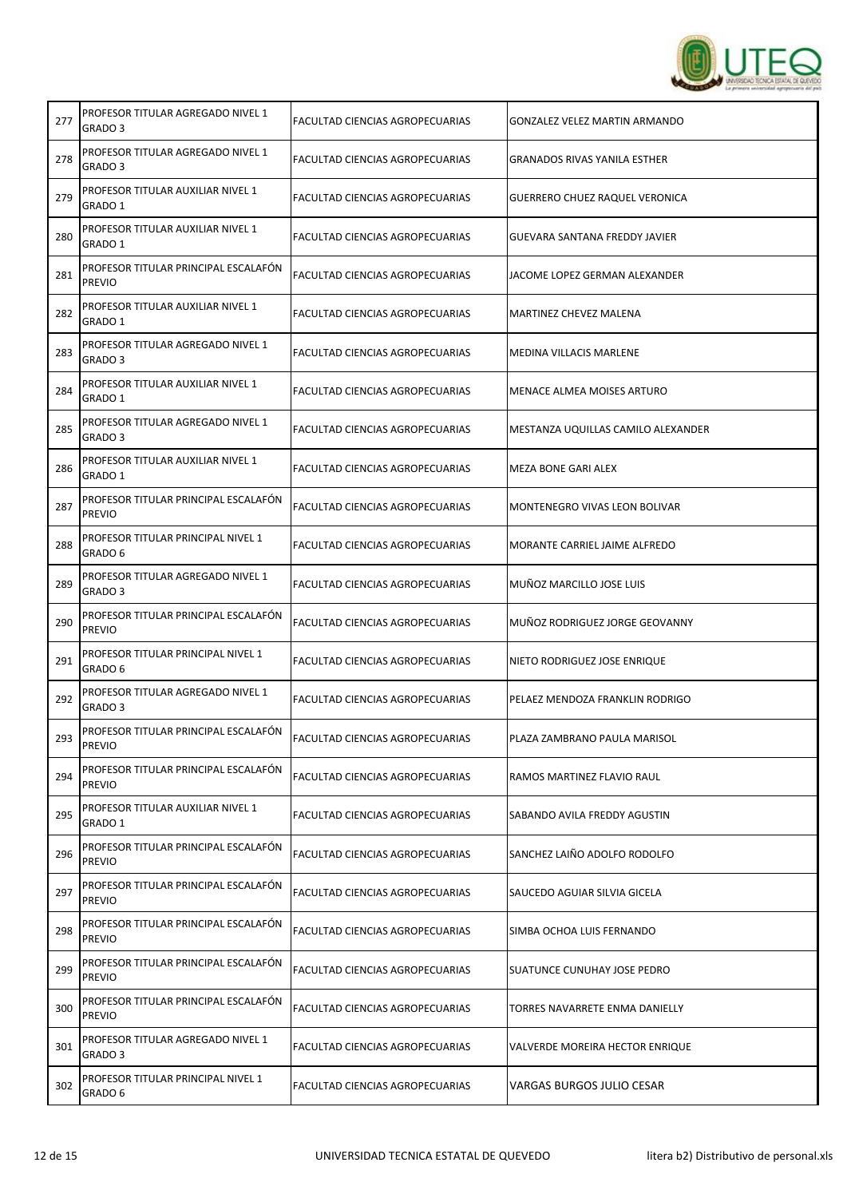| 277 | PROFESOR TITULAR AGREGADO NIVEL 1 GRADO 3 | FACULTAD CIENCIAS AGROPECUARIAS | GONZALEZ VELEZ MARTIN ARMANDO |
|---|---|---|---|
| 278 | PROFESOR TITULAR AGREGADO NIVEL 1 GRADO 3 | FACULTAD CIENCIAS AGROPECUARIAS | GRANADOS RIVAS YANILA ESTHER |
| 279 | PROFESOR TITULAR AUXILIAR NIVEL 1 GRADO 1 | FACULTAD CIENCIAS AGROPECUARIAS | GUERRERO CHUEZ RAQUEL VERONICA |
| 280 | PROFESOR TITULAR AUXILIAR NIVEL 1 GRADO 1 | FACULTAD CIENCIAS AGROPECUARIAS | GUEVARA SANTANA FREDDY JAVIER |
| 281 | PROFESOR TITULAR PRINCIPAL ESCALAFÓN PREVIO | FACULTAD CIENCIAS AGROPECUARIAS | JACOME LOPEZ GERMAN ALEXANDER |
| 282 | PROFESOR TITULAR AUXILIAR NIVEL 1 GRADO 1 | FACULTAD CIENCIAS AGROPECUARIAS | MARTINEZ CHEVEZ MALENA |
| 283 | PROFESOR TITULAR AGREGADO NIVEL 1 GRADO 3 | FACULTAD CIENCIAS AGROPECUARIAS | MEDINA VILLACIS MARLENE |
| 284 | PROFESOR TITULAR AUXILIAR NIVEL 1 GRADO 1 | FACULTAD CIENCIAS AGROPECUARIAS | MENACE ALMEA MOISES ARTURO |
| 285 | PROFESOR TITULAR AGREGADO NIVEL 1 GRADO 3 | FACULTAD CIENCIAS AGROPECUARIAS | MESTANZA UQUILLAS CAMILO ALEXANDER |
| 286 | PROFESOR TITULAR AUXILIAR NIVEL 1 GRADO 1 | FACULTAD CIENCIAS AGROPECUARIAS | MEZA BONE GARI ALEX |
| 287 | PROFESOR TITULAR PRINCIPAL ESCALAFÓN PREVIO | FACULTAD CIENCIAS AGROPECUARIAS | MONTENEGRO VIVAS LEON BOLIVAR |
| 288 | PROFESOR TITULAR PRINCIPAL NIVEL 1 GRADO 6 | FACULTAD CIENCIAS AGROPECUARIAS | MORANTE CARRIEL JAIME ALFREDO |
| 289 | PROFESOR TITULAR AGREGADO NIVEL 1 GRADO 3 | FACULTAD CIENCIAS AGROPECUARIAS | MUÑOZ MARCILLO JOSE LUIS |
| 290 | PROFESOR TITULAR PRINCIPAL ESCALAFÓN PREVIO | FACULTAD CIENCIAS AGROPECUARIAS | MUÑOZ RODRIGUEZ JORGE GEOVANNY |
| 291 | PROFESOR TITULAR PRINCIPAL NIVEL 1 GRADO 6 | FACULTAD CIENCIAS AGROPECUARIAS | NIETO RODRIGUEZ JOSE ENRIQUE |
| 292 | PROFESOR TITULAR AGREGADO NIVEL 1 GRADO 3 | FACULTAD CIENCIAS AGROPECUARIAS | PELAEZ MENDOZA FRANKLIN RODRIGO |
| 293 | PROFESOR TITULAR PRINCIPAL ESCALAFÓN PREVIO | FACULTAD CIENCIAS AGROPECUARIAS | PLAZA ZAMBRANO PAULA MARISOL |
| 294 | PROFESOR TITULAR PRINCIPAL ESCALAFÓN PREVIO | FACULTAD CIENCIAS AGROPECUARIAS | RAMOS MARTINEZ FLAVIO RAUL |
| 295 | PROFESOR TITULAR AUXILIAR NIVEL 1 GRADO 1 | FACULTAD CIENCIAS AGROPECUARIAS | SABANDO AVILA FREDDY AGUSTIN |
| 296 | PROFESOR TITULAR PRINCIPAL ESCALAFÓN PREVIO | FACULTAD CIENCIAS AGROPECUARIAS | SANCHEZ LAIÑO ADOLFO RODOLFO |
| 297 | PROFESOR TITULAR PRINCIPAL ESCALAFÓN PREVIO | FACULTAD CIENCIAS AGROPECUARIAS | SAUCEDO AGUIAR SILVIA GICELA |
| 298 | PROFESOR TITULAR PRINCIPAL ESCALAFÓN PREVIO | FACULTAD CIENCIAS AGROPECUARIAS | SIMBA OCHOA LUIS FERNANDO |
| 299 | PROFESOR TITULAR PRINCIPAL ESCALAFÓN PREVIO | FACULTAD CIENCIAS AGROPECUARIAS | SUATUNCE CUNUHAY JOSE PEDRO |
| 300 | PROFESOR TITULAR PRINCIPAL ESCALAFÓN PREVIO | FACULTAD CIENCIAS AGROPECUARIAS | TORRES NAVARRETE ENMA DANIELLY |
| 301 | PROFESOR TITULAR AGREGADO NIVEL 1 GRADO 3 | FACULTAD CIENCIAS AGROPECUARIAS | VALVERDE MOREIRA HECTOR ENRIQUE |
| 302 | PROFESOR TITULAR PRINCIPAL NIVEL 1 GRADO 6 | FACULTAD CIENCIAS AGROPECUARIAS | VARGAS BURGOS JULIO CESAR |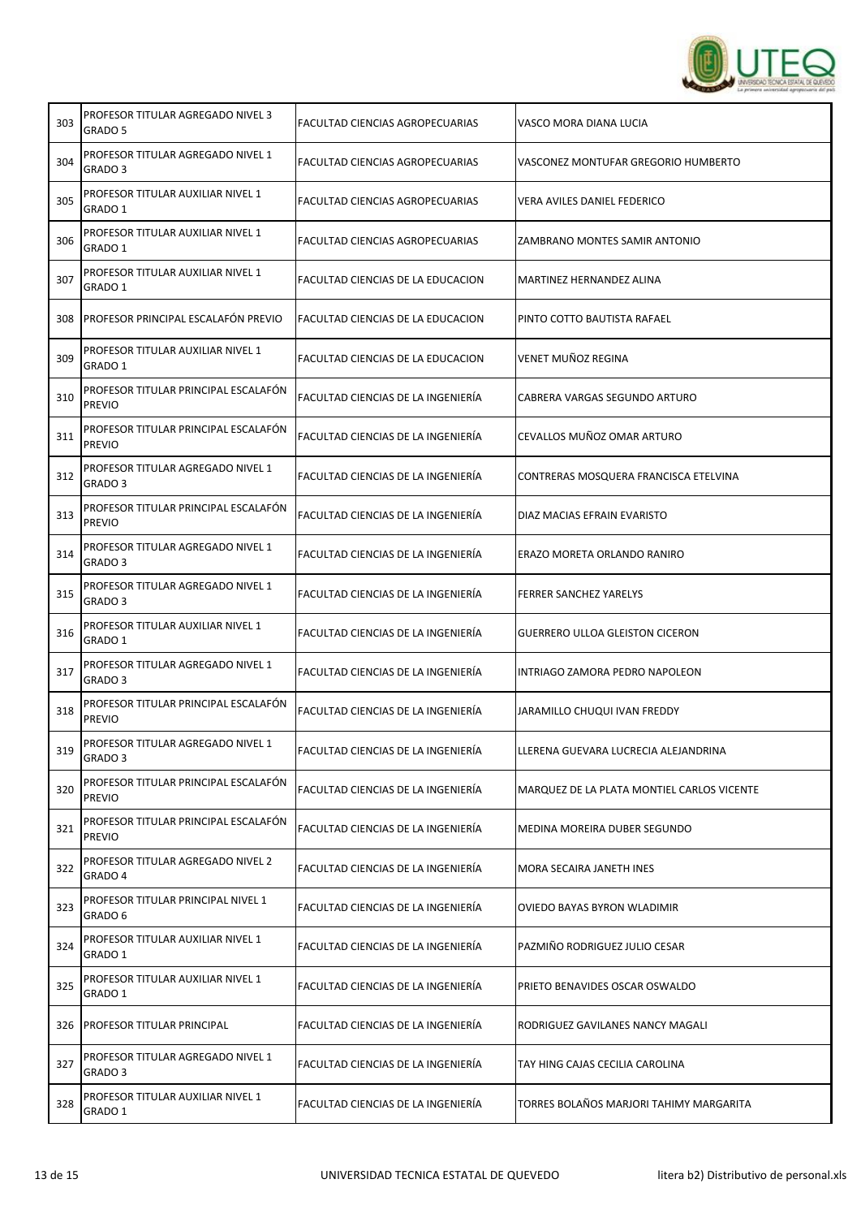| | | | |
|---|---|---|---|
| 303 | PROFESOR TITULAR AGREGADO NIVEL 3 GRADO 5 | FACULTAD CIENCIAS AGROPECUARIAS | VASCO MORA DIANA LUCIA |
| 304 | PROFESOR TITULAR AGREGADO NIVEL 1 GRADO 3 | FACULTAD CIENCIAS AGROPECUARIAS | VASCONEZ MONTUFAR GREGORIO HUMBERTO |
| 305 | PROFESOR TITULAR AUXILIAR NIVEL 1 GRADO 1 | FACULTAD CIENCIAS AGROPECUARIAS | VERA AVILES DANIEL FEDERICO |
| 306 | PROFESOR TITULAR AUXILIAR NIVEL 1 GRADO 1 | FACULTAD CIENCIAS AGROPECUARIAS | ZAMBRANO MONTES SAMIR ANTONIO |
| 307 | PROFESOR TITULAR AUXILIAR NIVEL 1 GRADO 1 | FACULTAD CIENCIAS DE LA EDUCACION | MARTINEZ HERNANDEZ ALINA |
| 308 | PROFESOR PRINCIPAL ESCALAFÓN PREVIO | FACULTAD CIENCIAS DE LA EDUCACION | PINTO COTTO BAUTISTA RAFAEL |
| 309 | PROFESOR TITULAR AUXILIAR NIVEL 1 GRADO 1 | FACULTAD CIENCIAS DE LA EDUCACION | VENET MUÑOZ REGINA |
| 310 | PROFESOR TITULAR PRINCIPAL ESCALAFÓN PREVIO | FACULTAD CIENCIAS DE LA INGENIERÍA | CABRERA VARGAS SEGUNDO ARTURO |
| 311 | PROFESOR TITULAR PRINCIPAL ESCALAFÓN PREVIO | FACULTAD CIENCIAS DE LA INGENIERÍA | CEVALLOS MUÑOZ OMAR ARTURO |
| 312 | PROFESOR TITULAR AGREGADO NIVEL 1 GRADO 3 | FACULTAD CIENCIAS DE LA INGENIERÍA | CONTRERAS MOSQUERA FRANCISCA ETELVINA |
| 313 | PROFESOR TITULAR PRINCIPAL ESCALAFÓN PREVIO | FACULTAD CIENCIAS DE LA INGENIERÍA | DIAZ MACIAS EFRAIN EVARISTO |
| 314 | PROFESOR TITULAR AGREGADO NIVEL 1 GRADO 3 | FACULTAD CIENCIAS DE LA INGENIERÍA | ERAZO MORETA ORLANDO RANIRO |
| 315 | PROFESOR TITULAR AGREGADO NIVEL 1 GRADO 3 | FACULTAD CIENCIAS DE LA INGENIERÍA | FERRER SANCHEZ YARELYS |
| 316 | PROFESOR TITULAR AUXILIAR NIVEL 1 GRADO 1 | FACULTAD CIENCIAS DE LA INGENIERÍA | GUERRERO ULLOA GLEISTON CICERON |
| 317 | PROFESOR TITULAR AGREGADO NIVEL 1 GRADO 3 | FACULTAD CIENCIAS DE LA INGENIERÍA | INTRIAGO ZAMORA PEDRO NAPOLEON |
| 318 | PROFESOR TITULAR PRINCIPAL ESCALAFÓN PREVIO | FACULTAD CIENCIAS DE LA INGENIERÍA | JARAMILLO CHUQUI IVAN FREDDY |
| 319 | PROFESOR TITULAR AGREGADO NIVEL 1 GRADO 3 | FACULTAD CIENCIAS DE LA INGENIERÍA | LLERENA GUEVARA LUCRECIA ALEJANDRINA |
| 320 | PROFESOR TITULAR PRINCIPAL ESCALAFÓN PREVIO | FACULTAD CIENCIAS DE LA INGENIERÍA | MARQUEZ DE LA PLATA MONTIEL CARLOS VICENTE |
| 321 | PROFESOR TITULAR PRINCIPAL ESCALAFÓN PREVIO | FACULTAD CIENCIAS DE LA INGENIERÍA | MEDINA MOREIRA DUBER SEGUNDO |
| 322 | PROFESOR TITULAR AGREGADO NIVEL 2 GRADO 4 | FACULTAD CIENCIAS DE LA INGENIERÍA | MORA SECAIRA JANETH INES |
| 323 | PROFESOR TITULAR PRINCIPAL NIVEL 1 GRADO 6 | FACULTAD CIENCIAS DE LA INGENIERÍA | OVIEDO BAYAS BYRON WLADIMIR |
| 324 | PROFESOR TITULAR AUXILIAR NIVEL 1 GRADO 1 | FACULTAD CIENCIAS DE LA INGENIERÍA | PAZMIÑO RODRIGUEZ JULIO CESAR |
| 325 | PROFESOR TITULAR AUXILIAR NIVEL 1 GRADO 1 | FACULTAD CIENCIAS DE LA INGENIERÍA | PRIETO BENAVIDES OSCAR OSWALDO |
| 326 | PROFESOR TITULAR PRINCIPAL | FACULTAD CIENCIAS DE LA INGENIERÍA | RODRIGUEZ GAVILANES NANCY MAGALI |
| 327 | PROFESOR TITULAR AGREGADO NIVEL 1 GRADO 3 | FACULTAD CIENCIAS DE LA INGENIERÍA | TAY HING CAJAS CECILIA CAROLINA |
| 328 | PROFESOR TITULAR AUXILIAR NIVEL 1 GRADO 1 | FACULTAD CIENCIAS DE LA INGENIERÍA | TORRES BOLAÑOS MARJORI TAHIMY MARGARITA |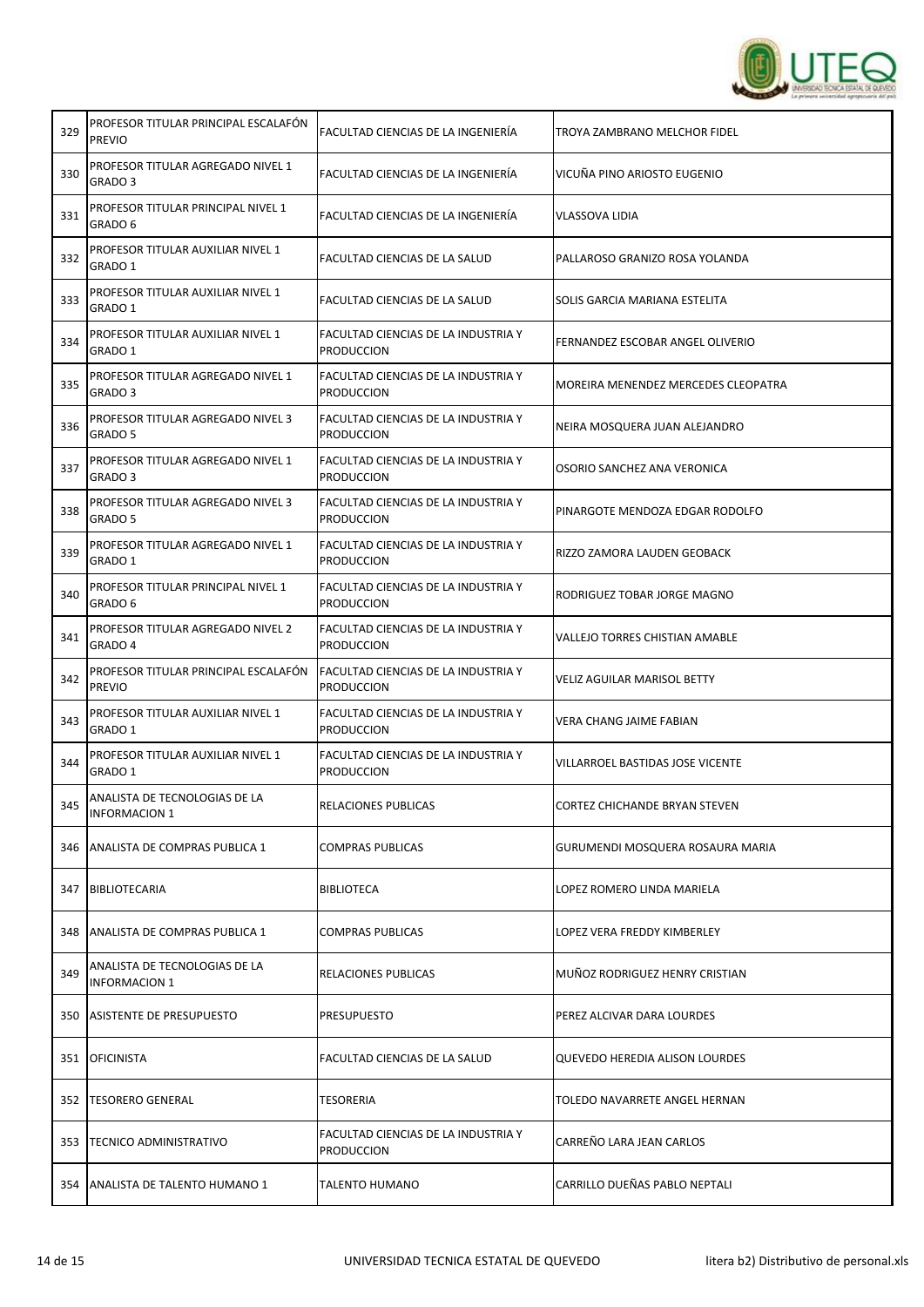| | | | |
|---|---|---|---|
| 329 | PROFESOR TITULAR PRINCIPAL ESCALAFÓN PREVIO | FACULTAD CIENCIAS DE LA INGENIERÍA | TROYA ZAMBRANO MELCHOR FIDEL |
| 330 | PROFESOR TITULAR AGREGADO NIVEL 1 GRADO 3 | FACULTAD CIENCIAS DE LA INGENIERÍA | VICUÑA PINO ARIOSTO EUGENIO |
| 331 | PROFESOR TITULAR PRINCIPAL NIVEL 1 GRADO 6 | FACULTAD CIENCIAS DE LA INGENIERÍA | VLASSOVA LIDIA |
| 332 | PROFESOR TITULAR AUXILIAR NIVEL 1 GRADO 1 | FACULTAD CIENCIAS DE LA SALUD | PALLAROSO GRANIZO ROSA YOLANDA |
| 333 | PROFESOR TITULAR AUXILIAR NIVEL 1 GRADO 1 | FACULTAD CIENCIAS DE LA SALUD | SOLIS GARCIA MARIANA ESTELITA |
| 334 | PROFESOR TITULAR AUXILIAR NIVEL 1 GRADO 1 | FACULTAD CIENCIAS DE LA INDUSTRIA Y PRODUCCION | FERNANDEZ ESCOBAR ANGEL OLIVERIO |
| 335 | PROFESOR TITULAR AGREGADO NIVEL 1 GRADO 3 | FACULTAD CIENCIAS DE LA INDUSTRIA Y PRODUCCION | MOREIRA MENENDEZ MERCEDES CLEOPATRA |
| 336 | PROFESOR TITULAR AGREGADO NIVEL 3 GRADO 5 | FACULTAD CIENCIAS DE LA INDUSTRIA Y PRODUCCION | NEIRA MOSQUERA JUAN ALEJANDRO |
| 337 | PROFESOR TITULAR AGREGADO NIVEL 1 GRADO 3 | FACULTAD CIENCIAS DE LA INDUSTRIA Y PRODUCCION | OSORIO SANCHEZ ANA VERONICA |
| 338 | PROFESOR TITULAR AGREGADO NIVEL 3 GRADO 5 | FACULTAD CIENCIAS DE LA INDUSTRIA Y PRODUCCION | PINARGOTE MENDOZA EDGAR RODOLFO |
| 339 | PROFESOR TITULAR AGREGADO NIVEL 1 GRADO 1 | FACULTAD CIENCIAS DE LA INDUSTRIA Y PRODUCCION | RIZZO ZAMORA LAUDEN GEOBACK |
| 340 | PROFESOR TITULAR PRINCIPAL NIVEL 1 GRADO 6 | FACULTAD CIENCIAS DE LA INDUSTRIA Y PRODUCCION | RODRIGUEZ TOBAR JORGE MAGNO |
| 341 | PROFESOR TITULAR AGREGADO NIVEL 2 GRADO 4 | FACULTAD CIENCIAS DE LA INDUSTRIA Y PRODUCCION | VALLEJO TORRES CHISTIAN AMABLE |
| 342 | PROFESOR TITULAR PRINCIPAL ESCALAFÓN PREVIO | FACULTAD CIENCIAS DE LA INDUSTRIA Y PRODUCCION | VELIZ AGUILAR MARISOL BETTY |
| 343 | PROFESOR TITULAR AUXILIAR NIVEL 1 GRADO 1 | FACULTAD CIENCIAS DE LA INDUSTRIA Y PRODUCCION | VERA CHANG JAIME FABIAN |
| 344 | PROFESOR TITULAR AUXILIAR NIVEL 1 GRADO 1 | FACULTAD CIENCIAS DE LA INDUSTRIA Y PRODUCCION | VILLARROEL BASTIDAS JOSE VICENTE |
| 345 | ANALISTA DE TECNOLOGIAS DE LA INFORMACION 1 | RELACIONES PUBLICAS | CORTEZ CHICHANDE BRYAN STEVEN |
| 346 | ANALISTA DE COMPRAS PUBLICA 1 | COMPRAS PUBLICAS | GURUMENDI MOSQUERA ROSAURA MARIA |
| 347 | BIBLIOTECARIA | BIBLIOTECA | LOPEZ ROMERO LINDA MARIELA |
| 348 | ANALISTA DE COMPRAS PUBLICA 1 | COMPRAS PUBLICAS | LOPEZ VERA FREDDY KIMBERLEY |
| 349 | ANALISTA DE TECNOLOGIAS DE LA INFORMACION 1 | RELACIONES PUBLICAS | MUÑOZ RODRIGUEZ HENRY CRISTIAN |
| 350 | ASISTENTE DE PRESUPUESTO | PRESUPUESTO | PEREZ ALCIVAR DARA LOURDES |
| 351 | OFICINISTA | FACULTAD CIENCIAS DE LA SALUD | QUEVEDO HEREDIA ALISON LOURDES |
| 352 | TESORERO GENERAL | TESORERIA | TOLEDO NAVARRETE ANGEL HERNAN |
| 353 | TECNICO ADMINISTRATIVO | FACULTAD CIENCIAS DE LA INDUSTRIA Y PRODUCCION | CARREÑO LARA JEAN CARLOS |
| 354 | ANALISTA DE TALENTO HUMANO 1 | TALENTO HUMANO | CARRILLO DUEÑAS PABLO NEPTALI |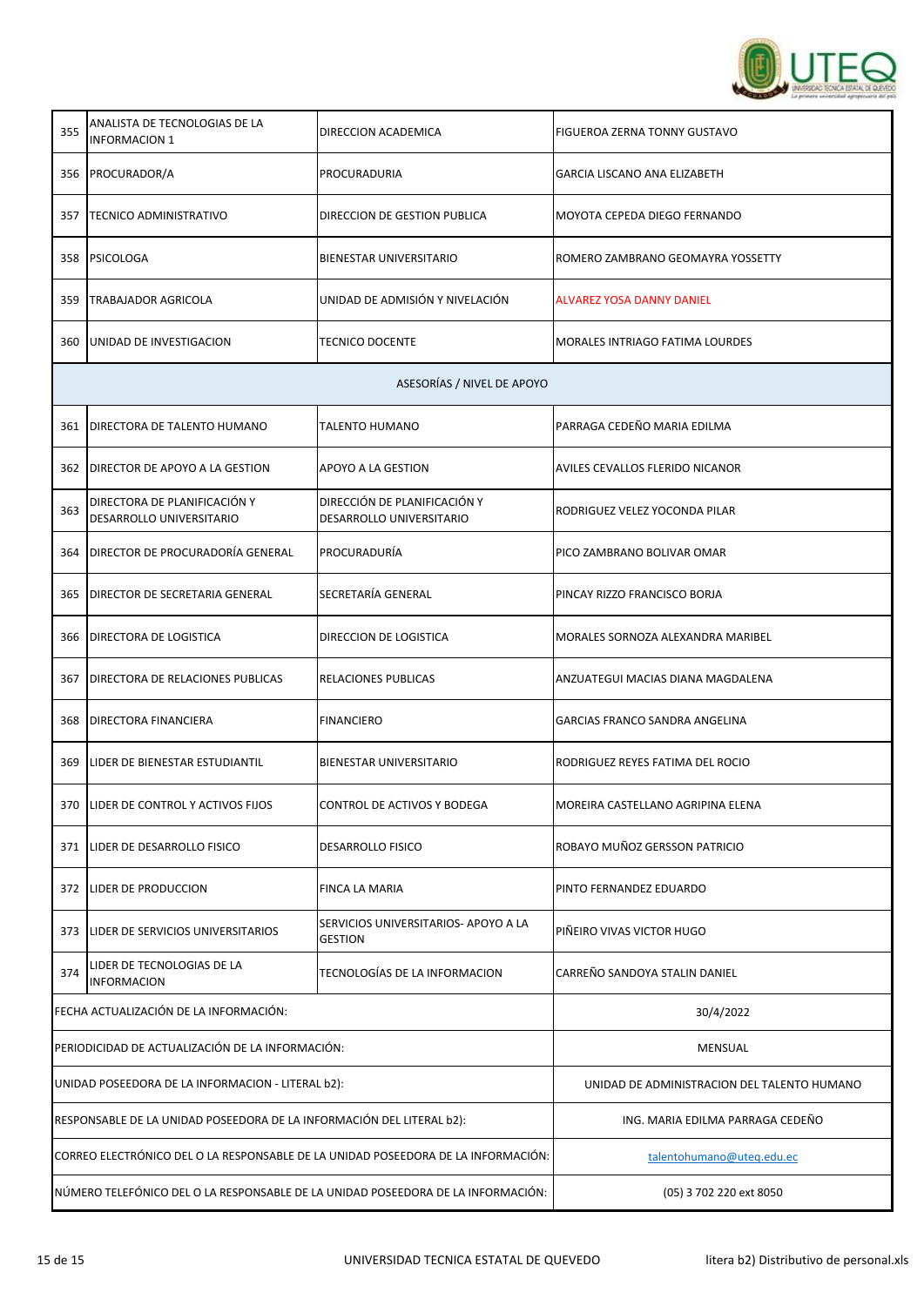| | | | |
|---|---|---|---|
| 355 | ANALISTA DE TECNOLOGIAS DE LA INFORMACION 1 | DIRECCION ACADEMICA | FIGUEROA ZERNA TONNY GUSTAVO |
| 356 | PROCURADOR/A | PROCURADURIA | GARCIA LISCANO ANA ELIZABETH |
| 357 | TECNICO ADMINISTRATIVO | DIRECCION DE GESTION PUBLICA | MOYOTA CEPEDA DIEGO FERNANDO |
| 358 | PSICOLOGA | BIENESTAR UNIVERSITARIO | ROMERO ZAMBRANO GEOMAYRA YOSSETTY |
| 359 | TRABAJADOR AGRICOLA | UNIDAD DE ADMISIÓN Y NIVELACIÓN | ALVAREZ YOSA DANNY DANIEL |
| 360 | UNIDAD DE INVESTIGACION | TECNICO DOCENTE | MORALES INTRIAGO FATIMA LOURDES |
| ASESORÍAS / NIVEL DE APOYO | | | |
| 361 | DIRECTORA DE TALENTO HUMANO | TALENTO HUMANO | PARRAGA CEDEÑO MARIA EDILMA |
| 362 | DIRECTOR DE APOYO A LA GESTION | APOYO A LA GESTION | AVILES CEVALLOS FLERIDO NICANOR |
| 363 | DIRECTORA DE PLANIFICACIÓN Y DESARROLLO UNIVERSITARIO | DIRECCIÓN DE PLANIFICACIÓN Y DESARROLLO UNIVERSITARIO | RODRIGUEZ VELEZ YOCONDA PILAR |
| 364 | DIRECTOR DE PROCURADORÍA GENERAL | PROCURADURÍA | PICO ZAMBRANO BOLIVAR OMAR |
| 365 | DIRECTOR DE SECRETARIA GENERAL | SECRETARÍA GENERAL | PINCAY RIZZO FRANCISCO BORJA |
| 366 | DIRECTORA DE LOGISTICA | DIRECCION DE LOGISTICA | MORALES SORNOZA ALEXANDRA MARIBEL |
| 367 | DIRECTORA DE RELACIONES PUBLICAS | RELACIONES PUBLICAS | ANZUATEGUI MACIAS DIANA MAGDALENA |
| 368 | DIRECTORA FINANCIERA | FINANCIERO | GARCIAS FRANCO SANDRA ANGELINA |
| 369 | LIDER DE BIENESTAR ESTUDIANTIL | BIENESTAR UNIVERSITARIO | RODRIGUEZ REYES FATIMA DEL ROCIO |
| 370 | LIDER DE CONTROL Y ACTIVOS FIJOS | CONTROL DE ACTIVOS Y BODEGA | MOREIRA CASTELLANO AGRIPINA ELENA |
| 371 | LIDER DE DESARROLLO FISICO | DESARROLLO FISICO | ROBAYO MUÑOZ GERSSON PATRICIO |
| 372 | LIDER DE PRODUCCION | FINCA LA MARIA | PINTO FERNANDEZ EDUARDO |
| 373 | LIDER DE SERVICIOS UNIVERSITARIOS | SERVICIOS UNIVERSITARIOS- APOYO A LA GESTION | PIÑEIRO VIVAS VICTOR HUGO |
| 374 | LIDER DE TECNOLOGIAS DE LA INFORMACION | TECNOLOGÍAS DE LA INFORMACION | CARREÑO SANDOYA STALIN DANIEL |
| FECHA ACTUALIZACIÓN DE LA INFORMACIÓN: | | | 30/4/2022 |
| PERIODICIDAD DE ACTUALIZACIÓN DE LA INFORMACIÓN: | | | MENSUAL |
| UNIDAD POSEEDORA DE LA INFORMACION - LITERAL b2): | | | UNIDAD DE ADMINISTRACION DEL TALENTO HUMANO |
| RESPONSABLE DE LA UNIDAD POSEEDORA DE LA INFORMACIÓN DEL LITERAL b2): | | | ING. MARIA EDILMA PARRAGA CEDEÑO |
| CORREO ELECTRÓNICO DEL O LA RESPONSABLE DE LA UNIDAD POSEEDORA DE LA INFORMACIÓN: | | | talentohumano@uteq.edu.ec |
| NÚMERO TELEFÓNICO DEL O LA RESPONSABLE DE LA UNIDAD POSEEDORA DE LA INFORMACIÓN: | | | (05) 3 702 220 ext 8050 |